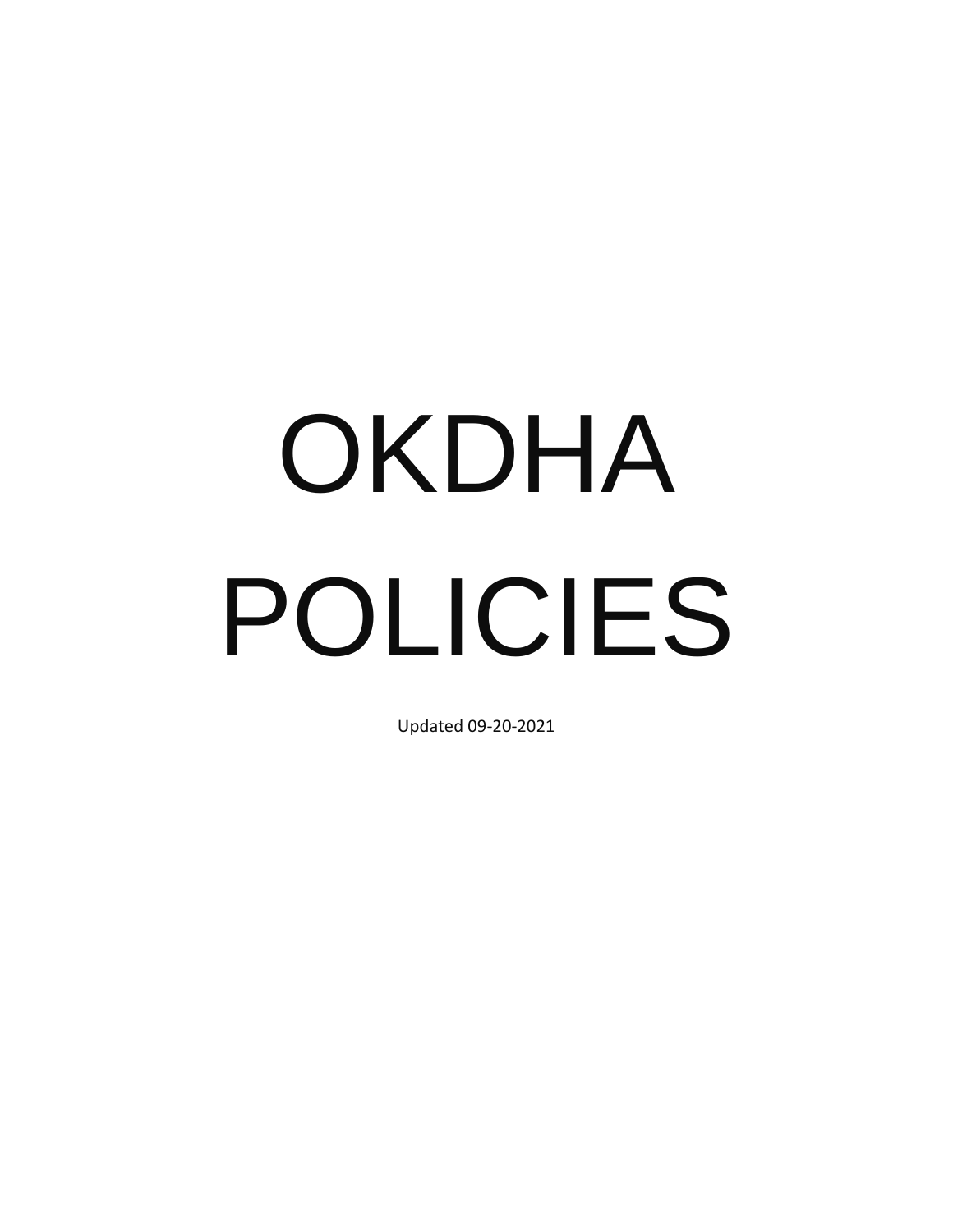# OKDHA POLICIES

Updated 09-20-2021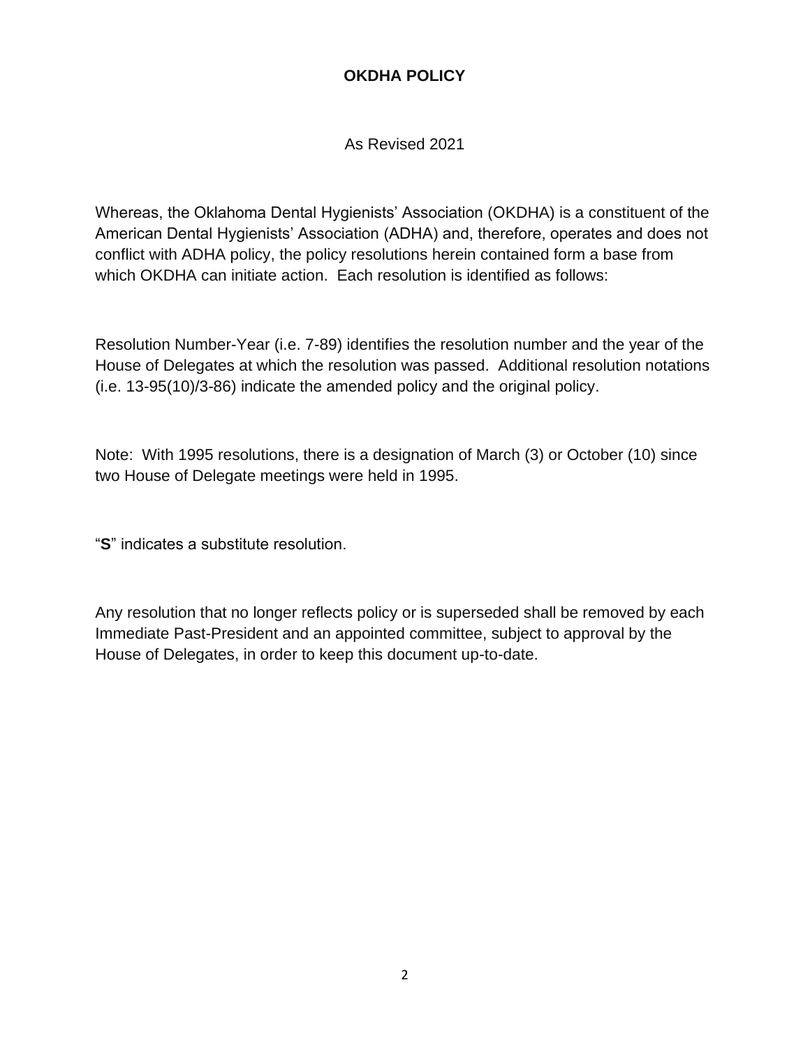# OKDHA POLICY

As Revised 2021

Whereas, the Oklahoma Dental Hygienists' Association (OKDHA) is a constituent of the American Dental Hygienists' Association (ADHA) and, therefore, operates and does not conflict with ADHA policy, the policy resolutions herein contained form a base from which OKDHA can initiate action. Each resolution is identified as follows:

Resolution Number-Year (i.e. 7-89) identifies the resolution number and the year of the House of Delegates at which the resolution was passed. Additional resolution notations (i.e. 13-95(10)/3-86) indicate the amended policy and the original policy.

Note: With 1995 resolutions, there is a designation of March (3) or October (10) since two House of Delegate meetings were held in 1995.

"**S**" indicates a substitute resolution.

Any resolution that no longer reflects policy or is superseded shall be removed by each Immediate Past-President and an appointed committee, subject to approval by the House of Delegates, in order to keep this document up-to-date.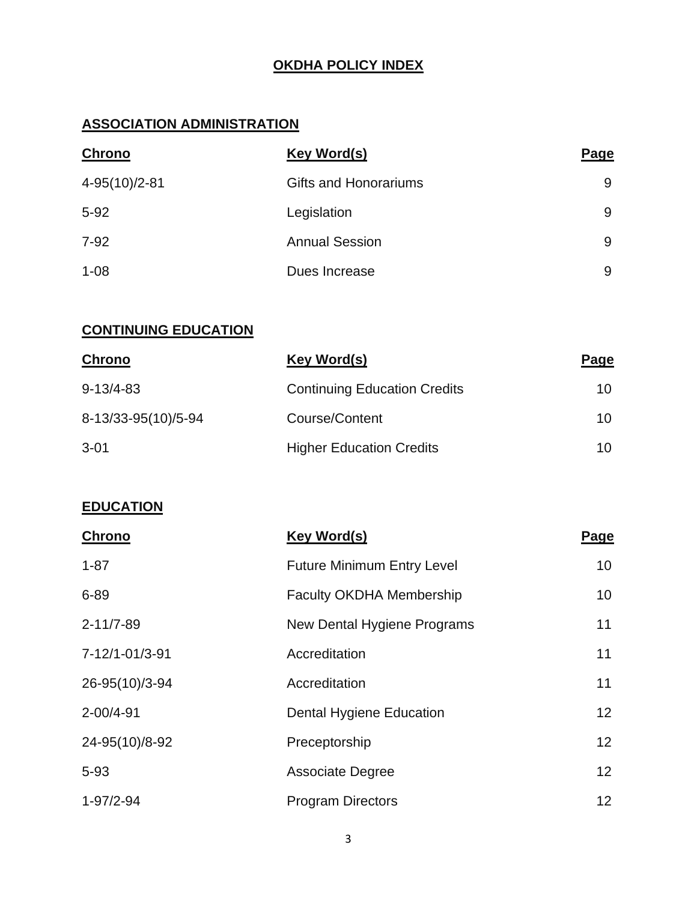# OKDHA POLICY INDEX

## ASSOCIATION ADMINISTRATION

| Chrono | Key Word(s) | Page |
|---|---|---|
| 4-95(10)/2-81 | Gifts and Honorariums | 9 |
| 5-92 | Legislation | 9 |
| 7-92 | Annual Session | 9 |
| 1-08 | Dues Increase | 9 |

## CONTINUING EDUCATION

| Chrono | Key Word(s) | Page |
|---|---|---|
| 9-13/4-83 | Continuing Education Credits | 10 |
| 8-13/33-95(10)/5-94 | Course/Content | 10 |
| 3-01 | Higher Education Credits | 10 |

## EDUCATION

| Chrono | Key Word(s) | Page |
|---|---|---|
| 1-87 | Future Minimum Entry Level | 10 |
| 6-89 | Faculty OKDHA Membership | 10 |
| 2-11/7-89 | New Dental Hygiene Programs | 11 |
| 7-12/1-01/3-91 | Accreditation | 11 |
| 26-95(10)/3-94 | Accreditation | 11 |
| 2-00/4-91 | Dental Hygiene Education | 12 |
| 24-95(10)/8-92 | Preceptorship | 12 |
| 5-93 | Associate Degree | 12 |
| 1-97/2-94 | Program Directors | 12 |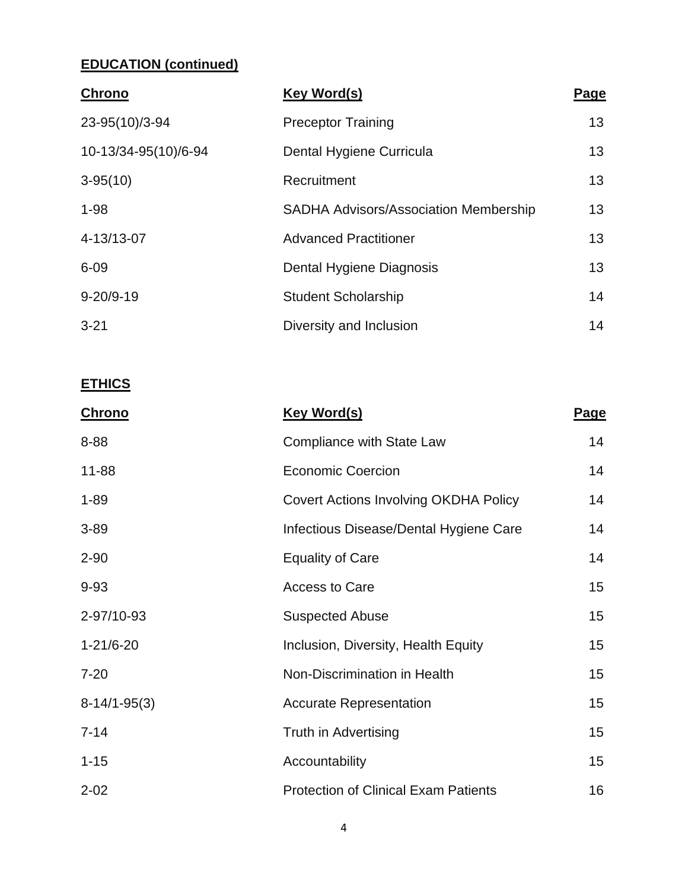**EDUCATION (continued)**

| Chrono | Key Word(s) | Page |
|---|---|---|
| 23-95(10)/3-94 | Preceptor Training | 13 |
| 10-13/34-95(10)/6-94 | Dental Hygiene Curricula | 13 |
| 3-95(10) | Recruitment | 13 |
| 1-98 | SADHA Advisors/Association Membership | 13 |
| 4-13/13-07 | Advanced Practitioner | 13 |
| 6-09 | Dental Hygiene Diagnosis | 13 |
| 9-20/9-19 | Student Scholarship | 14 |
| 3-21 | Diversity and Inclusion | 14 |

**ETHICS**

| Chrono | Key Word(s) | Page |
|---|---|---|
| 8-88 | Compliance with State Law | 14 |
| 11-88 | Economic Coercion | 14 |
| 1-89 | Covert Actions Involving OKDHA Policy | 14 |
| 3-89 | Infectious Disease/Dental Hygiene Care | 14 |
| 2-90 | Equality of Care | 14 |
| 9-93 | Access to Care | 15 |
| 2-97/10-93 | Suspected Abuse | 15 |
| 1-21/6-20 | Inclusion, Diversity, Health Equity | 15 |
| 7-20 | Non-Discrimination in Health | 15 |
| 8-14/1-95(3) | Accurate Representation | 15 |
| 7-14 | Truth in Advertising | 15 |
| 1-15 | Accountability | 15 |
| 2-02 | Protection of Clinical Exam Patients | 16 |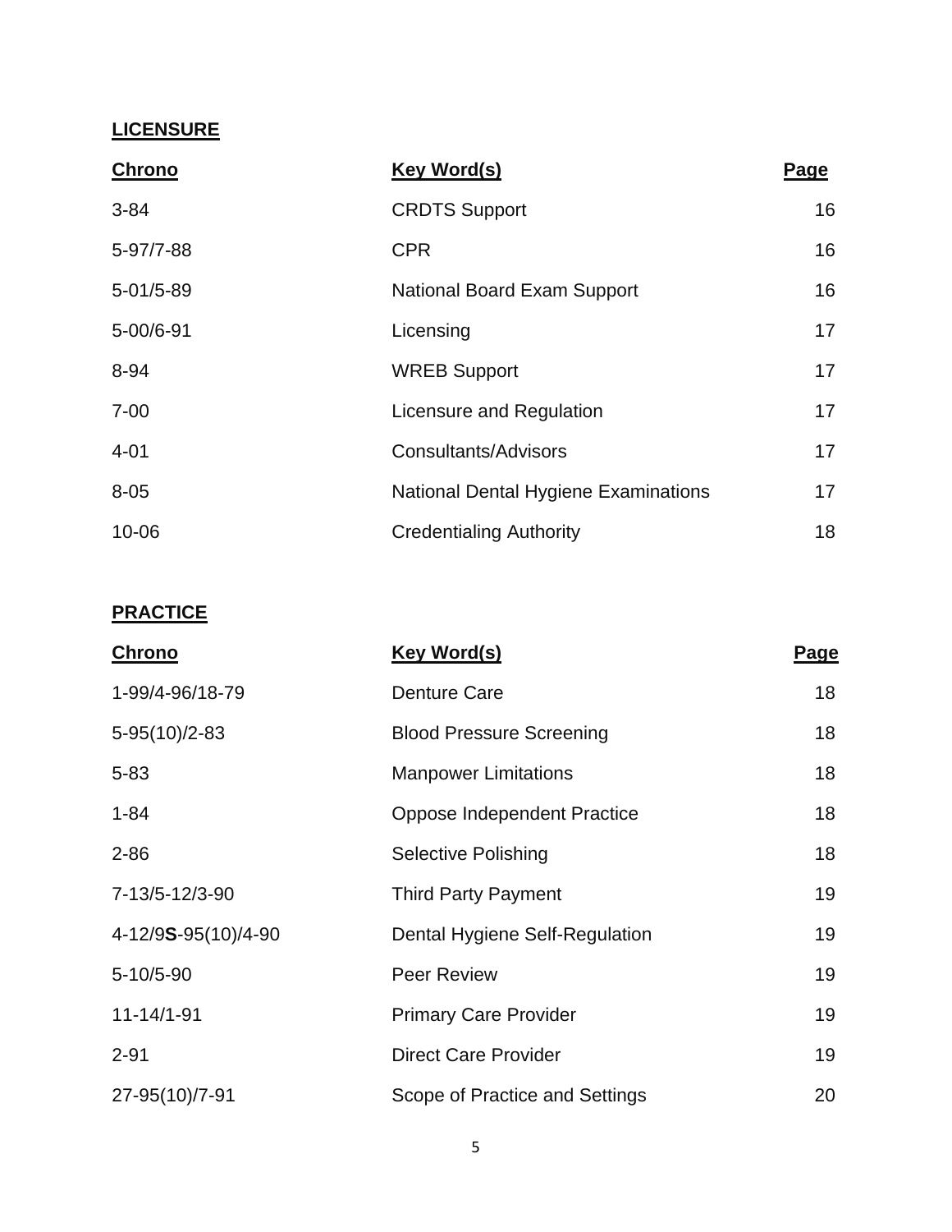**LICENSURE**

| Chrono | Key Word(s) | Page |
|---|---|---|
| 3-84 | CRDTS Support | 16 |
| 5-97/7-88 | CPR | 16 |
| 5-01/5-89 | National Board Exam Support | 16 |
| 5-00/6-91 | Licensing | 17 |
| 8-94 | WREB Support | 17 |
| 7-00 | Licensure and Regulation | 17 |
| 4-01 | Consultants/Advisors | 17 |
| 8-05 | National Dental Hygiene Examinations | 17 |
| 10-06 | Credentialing Authority | 18 |

**PRACTICE**

| Chrono | Key Word(s) | Page |
|---|---|---|
| 1-99/4-96/18-79 | Denture Care | 18 |
| 5-95(10)/2-83 | Blood Pressure Screening | 18 |
| 5-83 | Manpower Limitations | 18 |
| 1-84 | Oppose Independent Practice | 18 |
| 2-86 | Selective Polishing | 18 |
| 7-13/5-12/3-90 | Third Party Payment | 19 |
| 4-12/9**S**-95(10)/4-90 | Dental Hygiene Self-Regulation | 19 |
| 5-10/5-90 | Peer Review | 19 |
| 11-14/1-91 | Primary Care Provider | 19 |
| 2-91 | Direct Care Provider | 19 |
| 27-95(10)/7-91 | Scope of Practice and Settings | 20 |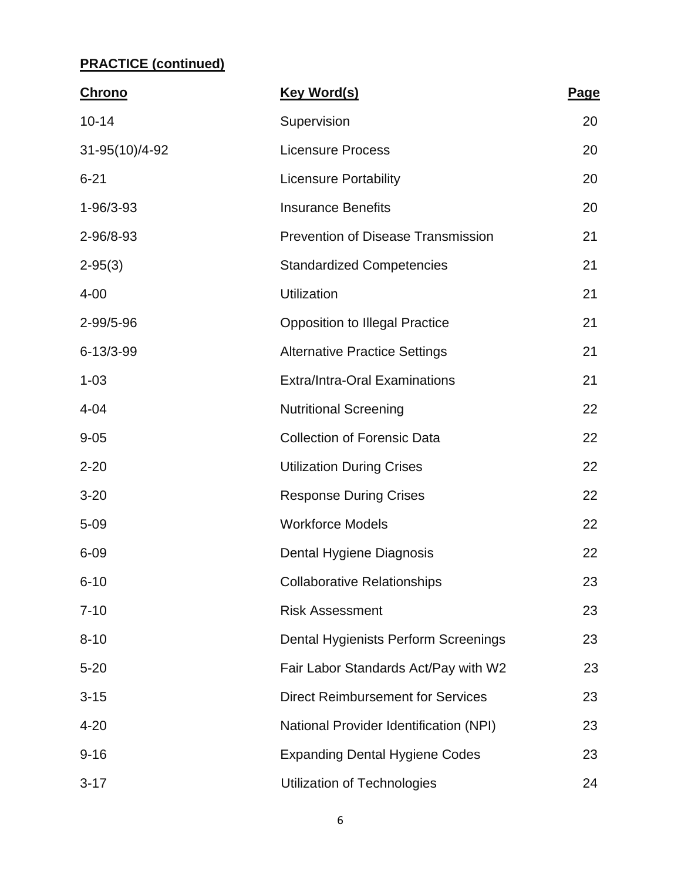**PRACTICE (continued)**

| Chrono | Key Word(s) | Page |
|---|---|---|
| 10-14 | Supervision | 20 |
| 31-95(10)/4-92 | Licensure Process | 20 |
| 6-21 | Licensure Portability | 20 |
| 1-96/3-93 | Insurance Benefits | 20 |
| 2-96/8-93 | Prevention of Disease Transmission | 21 |
| 2-95(3) | Standardized Competencies | 21 |
| 4-00 | Utilization | 21 |
| 2-99/5-96 | Opposition to Illegal Practice | 21 |
| 6-13/3-99 | Alternative Practice Settings | 21 |
| 1-03 | Extra/Intra-Oral Examinations | 21 |
| 4-04 | Nutritional Screening | 22 |
| 9-05 | Collection of Forensic Data | 22 |
| 2-20 | Utilization During Crises | 22 |
| 3-20 | Response During Crises | 22 |
| 5-09 | Workforce Models | 22 |
| 6-09 | Dental Hygiene Diagnosis | 22 |
| 6-10 | Collaborative Relationships | 23 |
| 7-10 | Risk Assessment | 23 |
| 8-10 | Dental Hygienists Perform Screenings | 23 |
| 5-20 | Fair Labor Standards Act/Pay with W2 | 23 |
| 3-15 | Direct Reimbursement for Services | 23 |
| 4-20 | National Provider Identification (NPI) | 23 |
| 9-16 | Expanding Dental Hygiene Codes | 23 |
| 3-17 | Utilization of Technologies | 24 |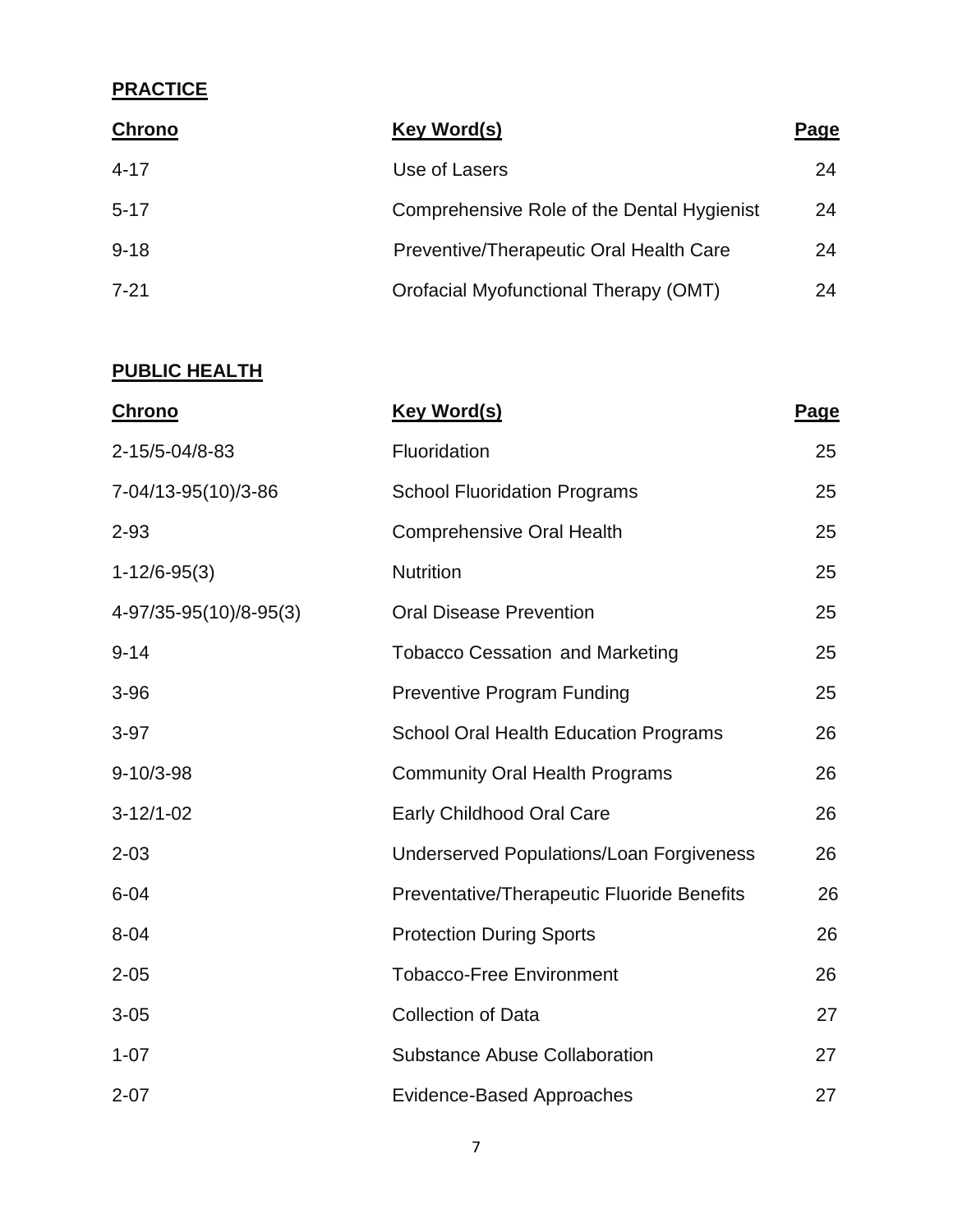**PRACTICE**

| Chrono | Key Word(s) | Page |
|---|---|---|
| 4-17 | Use of Lasers | 24 |
| 5-17 | Comprehensive Role of the Dental Hygienist | 24 |
| 9-18 | Preventive/Therapeutic Oral Health Care | 24 |
| 7-21 | Orofacial Myofunctional Therapy (OMT) | 24 |

**PUBLIC HEALTH**

| Chrono | Key Word(s) | Page |
|---|---|---|
| 2-15/5-04/8-83 | Fluoridation | 25 |
| 7-04/13-95(10)/3-86 | School Fluoridation Programs | 25 |
| 2-93 | Comprehensive Oral Health | 25 |
| 1-12/6-95(3) | Nutrition | 25 |
| 4-97/35-95(10)/8-95(3) | Oral Disease Prevention | 25 |
| 9-14 | Tobacco Cessation and Marketing | 25 |
| 3-96 | Preventive Program Funding | 25 |
| 3-97 | School Oral Health Education Programs | 26 |
| 9-10/3-98 | Community Oral Health Programs | 26 |
| 3-12/1-02 | Early Childhood Oral Care | 26 |
| 2-03 | Underserved Populations/Loan Forgiveness | 26 |
| 6-04 | Preventative/Therapeutic Fluoride Benefits | 26 |
| 8-04 | Protection During Sports | 26 |
| 2-05 | Tobacco-Free Environment | 26 |
| 3-05 | Collection of Data | 27 |
| 1-07 | Substance Abuse Collaboration | 27 |
| 2-07 | Evidence-Based Approaches | 27 |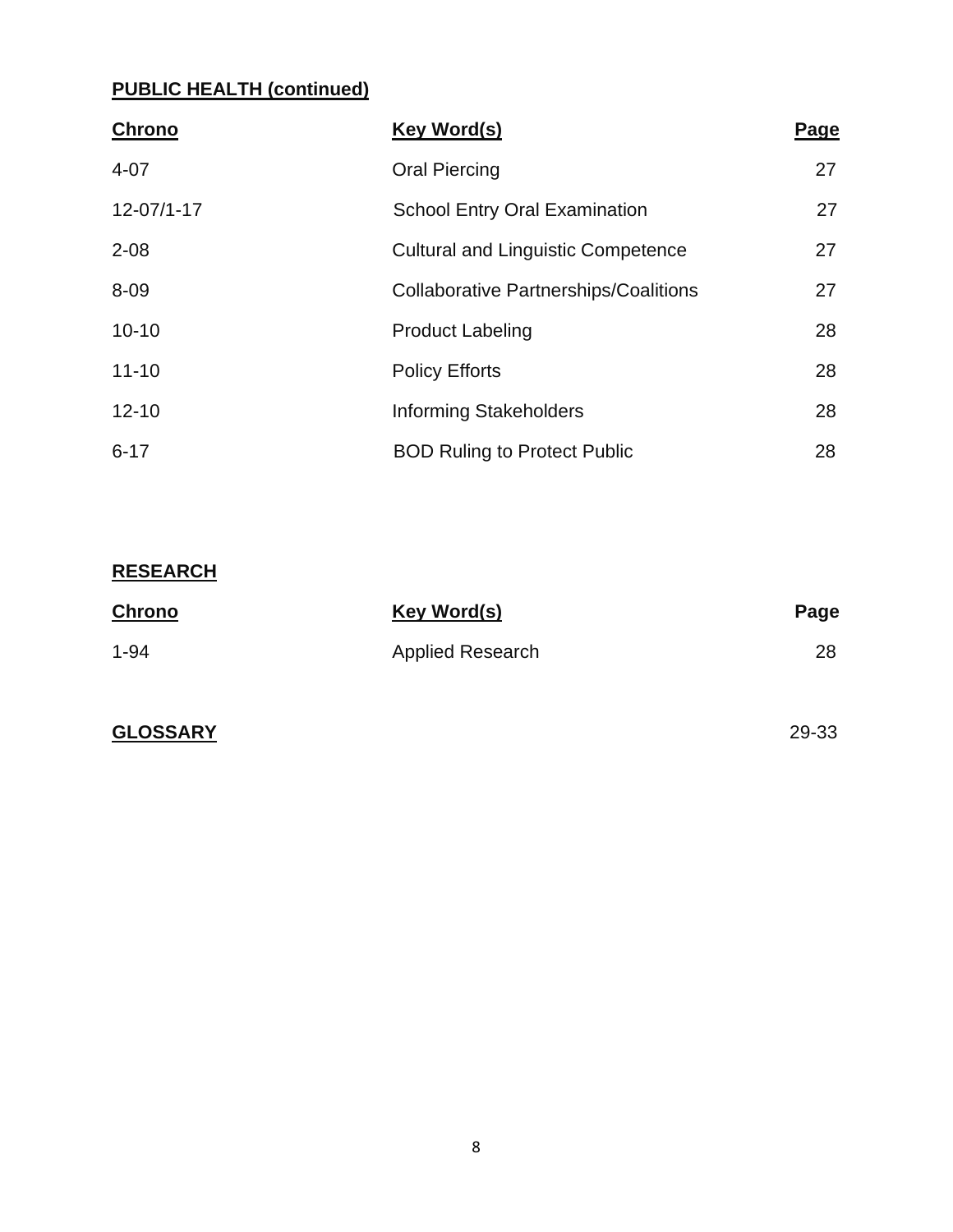**PUBLIC HEALTH (continued)**

| Chrono | Key Word(s) | Page |
|---|---|---|
| 4-07 | Oral Piercing | 27 |
| 12-07/1-17 | School Entry Oral Examination | 27 |
| 2-08 | Cultural and Linguistic Competence | 27 |
| 8-09 | Collaborative Partnerships/Coalitions | 27 |
| 10-10 | Product Labeling | 28 |
| 11-10 | Policy Efforts | 28 |
| 12-10 | Informing Stakeholders | 28 |
| 6-17 | BOD Ruling to Protect Public | 28 |

**RESEARCH**

| Chrono | Key Word(s) | Page |
|---|---|---|
| 1-94 | Applied Research | 28 |

**GLOSSARY** 29-33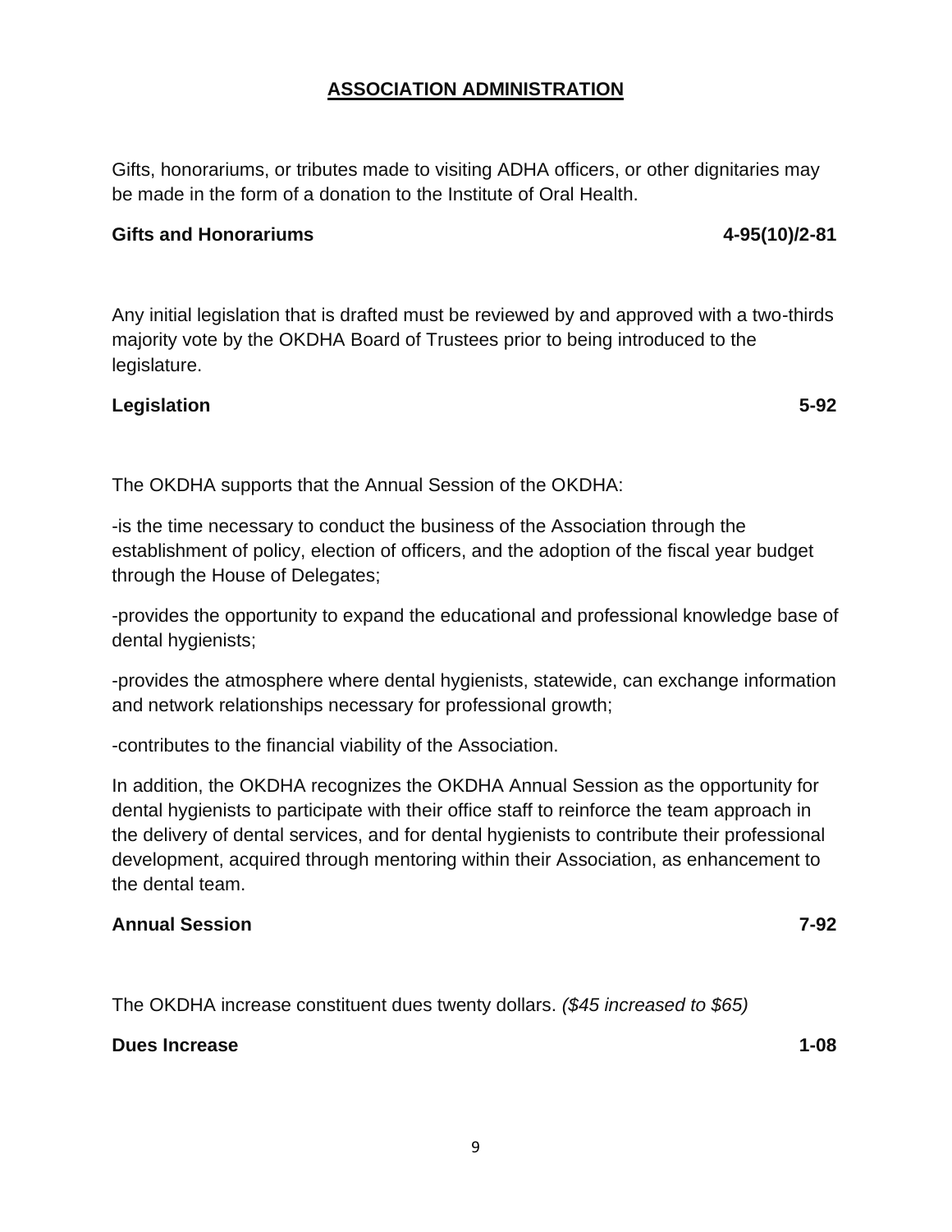## ASSOCIATION ADMINISTRATION

Gifts, honorariums, or tributes made to visiting ADHA officers, or other dignitaries may be made in the form of a donation to the Institute of Oral Health.

**Gifts and Honorariums** **4-95(10)/2-81**

Any initial legislation that is drafted must be reviewed by and approved with a two-thirds majority vote by the OKDHA Board of Trustees prior to being introduced to the legislature.

**Legislation** **5-92**

The OKDHA supports that the Annual Session of the OKDHA:

-is the time necessary to conduct the business of the Association through the establishment of policy, election of officers, and the adoption of the fiscal year budget through the House of Delegates;

-provides the opportunity to expand the educational and professional knowledge base of dental hygienists;

-provides the atmosphere where dental hygienists, statewide, can exchange information and network relationships necessary for professional growth;

-contributes to the financial viability of the Association.

In addition, the OKDHA recognizes the OKDHA Annual Session as the opportunity for dental hygienists to participate with their office staff to reinforce the team approach in the delivery of dental services, and for dental hygienists to contribute their professional development, acquired through mentoring within their Association, as enhancement to the dental team.

**Annual Session** **7-92**

The OKDHA increase constituent dues twenty dollars. *($45 increased to $65)*

**Dues Increase** **1-08**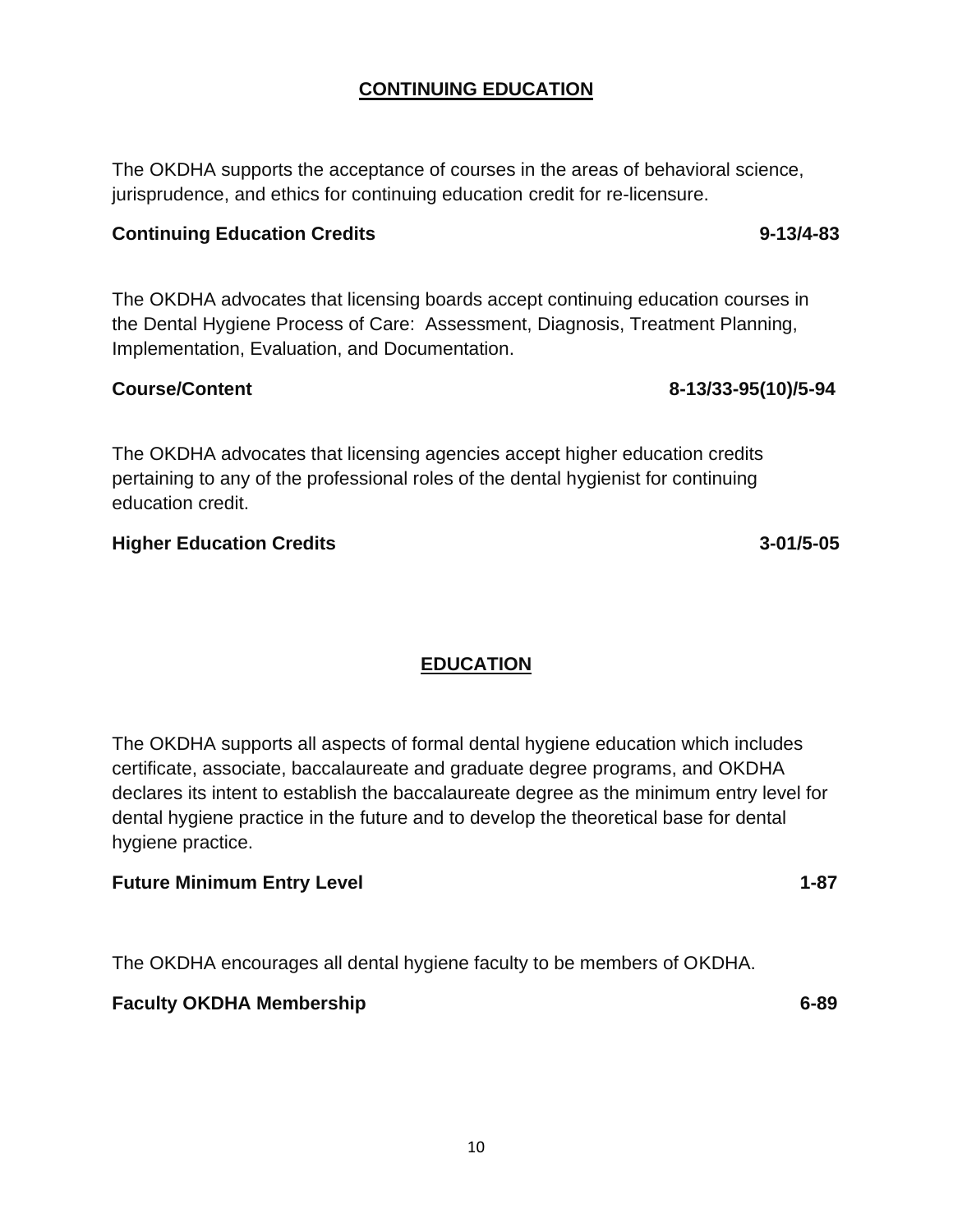## CONTINUING EDUCATION

The OKDHA supports the acceptance of courses in the areas of behavioral science, jurisprudence, and ethics for continuing education credit for re-licensure.

**Continuing Education Credits** **9-13/4-83**

The OKDHA advocates that licensing boards accept continuing education courses in the Dental Hygiene Process of Care: Assessment, Diagnosis, Treatment Planning, Implementation, Evaluation, and Documentation.

**Course/Content** **8-13/33-95(10)/5-94**

The OKDHA advocates that licensing agencies accept higher education credits pertaining to any of the professional roles of the dental hygienist for continuing education credit.

**Higher Education Credits** **3-01/5-05**

## EDUCATION

The OKDHA supports all aspects of formal dental hygiene education which includes certificate, associate, baccalaureate and graduate degree programs, and OKDHA declares its intent to establish the baccalaureate degree as the minimum entry level for dental hygiene practice in the future and to develop the theoretical base for dental hygiene practice.

**Future Minimum Entry Level** **1-87**

The OKDHA encourages all dental hygiene faculty to be members of OKDHA.

**Faculty OKDHA Membership** **6-89**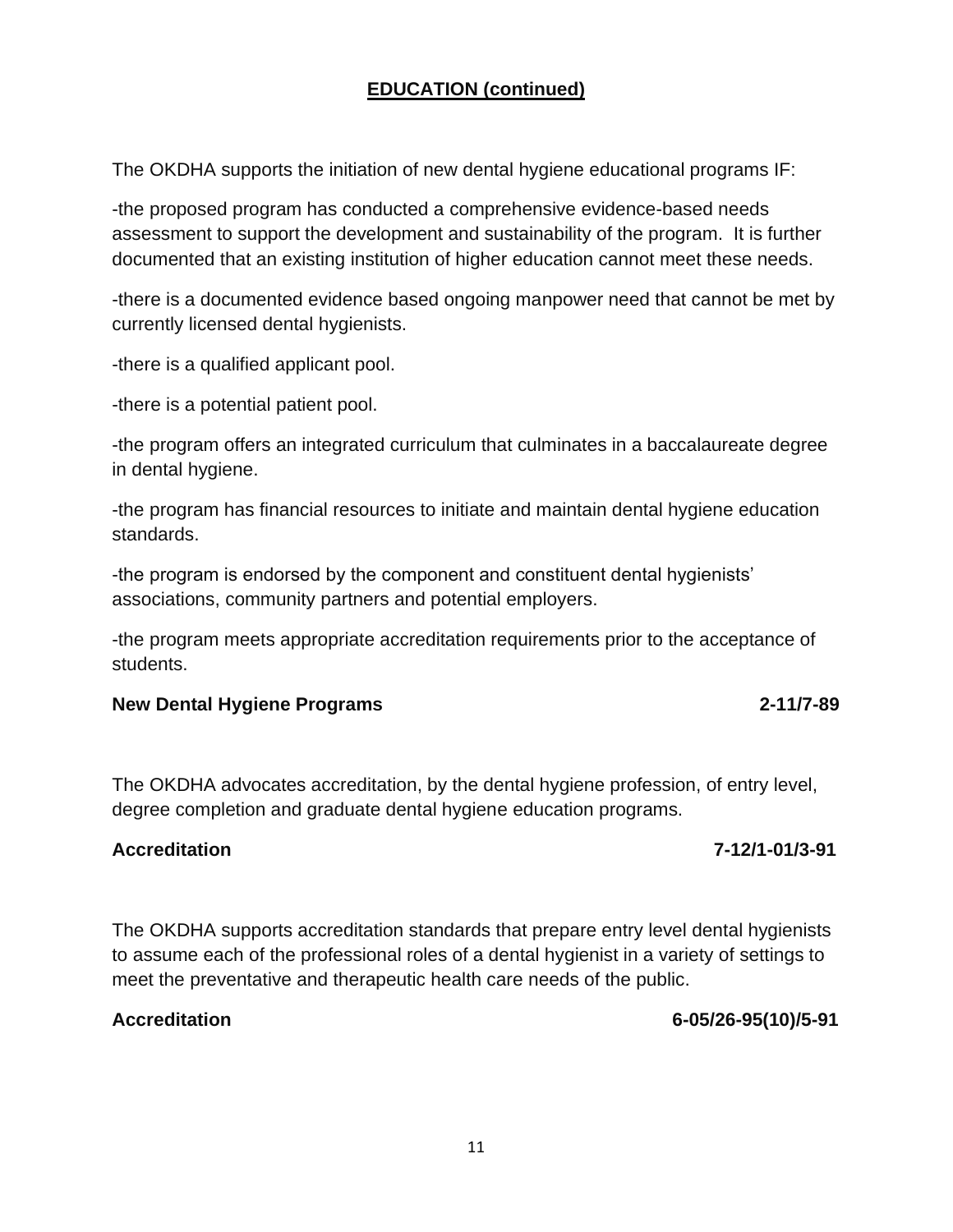## EDUCATION (continued)

The OKDHA supports the initiation of new dental hygiene educational programs IF:

-the proposed program has conducted a comprehensive evidence-based needs assessment to support the development and sustainability of the program. It is further documented that an existing institution of higher education cannot meet these needs.

-there is a documented evidence based ongoing manpower need that cannot be met by currently licensed dental hygienists.

-there is a qualified applicant pool.

-there is a potential patient pool.

-the program offers an integrated curriculum that culminates in a baccalaureate degree in dental hygiene.

-the program has financial resources to initiate and maintain dental hygiene education standards.

-the program is endorsed by the component and constituent dental hygienists' associations, community partners and potential employers.

-the program meets appropriate accreditation requirements prior to the acceptance of students.

**New Dental Hygiene Programs 2-11/7-89**

The OKDHA advocates accreditation, by the dental hygiene profession, of entry level, degree completion and graduate dental hygiene education programs.

**Accreditation 7-12/1-01/3-91**

The OKDHA supports accreditation standards that prepare entry level dental hygienists to assume each of the professional roles of a dental hygienist in a variety of settings to meet the preventative and therapeutic health care needs of the public.

**Accreditation 6-05/26-95(10)/5-91**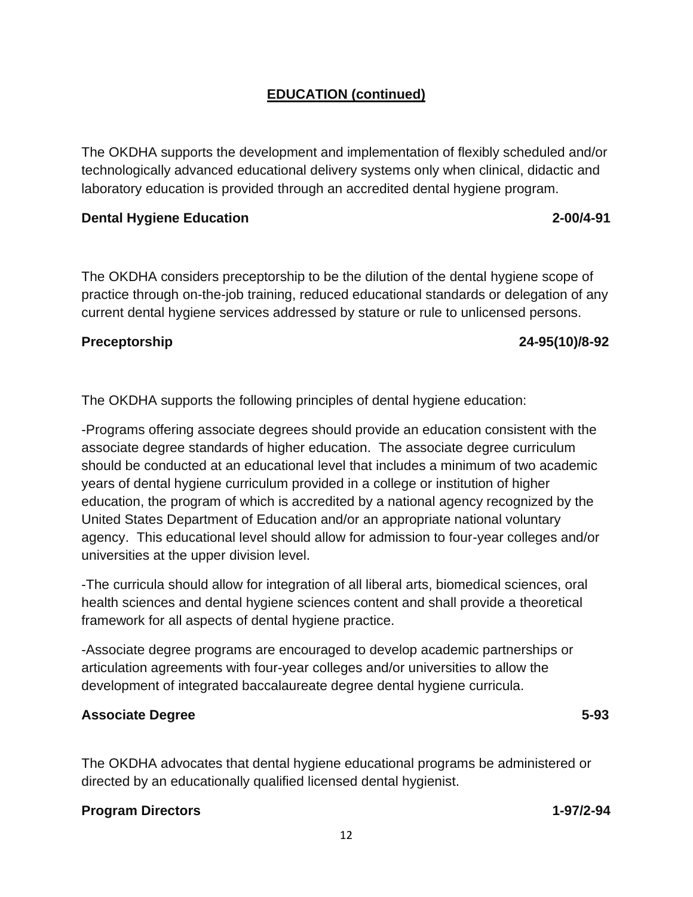## EDUCATION (continued)

The OKDHA supports the development and implementation of flexibly scheduled and/or technologically advanced educational delivery systems only when clinical, didactic and laboratory education is provided through an accredited dental hygiene program.

**Dental Hygiene Education** **2-00/4-91**

The OKDHA considers preceptorship to be the dilution of the dental hygiene scope of practice through on-the-job training, reduced educational standards or delegation of any current dental hygiene services addressed by stature or rule to unlicensed persons.

**Preceptorship** **24-95(10)/8-92**

The OKDHA supports the following principles of dental hygiene education:

-Programs offering associate degrees should provide an education consistent with the associate degree standards of higher education. The associate degree curriculum should be conducted at an educational level that includes a minimum of two academic years of dental hygiene curriculum provided in a college or institution of higher education, the program of which is accredited by a national agency recognized by the United States Department of Education and/or an appropriate national voluntary agency. This educational level should allow for admission to four-year colleges and/or universities at the upper division level.

-The curricula should allow for integration of all liberal arts, biomedical sciences, oral health sciences and dental hygiene sciences content and shall provide a theoretical framework for all aspects of dental hygiene practice.

-Associate degree programs are encouraged to develop academic partnerships or articulation agreements with four-year colleges and/or universities to allow the development of integrated baccalaureate degree dental hygiene curricula.

**Associate Degree** **5-93**

The OKDHA advocates that dental hygiene educational programs be administered or directed by an educationally qualified licensed dental hygienist.

**Program Directors** **1-97/2-94**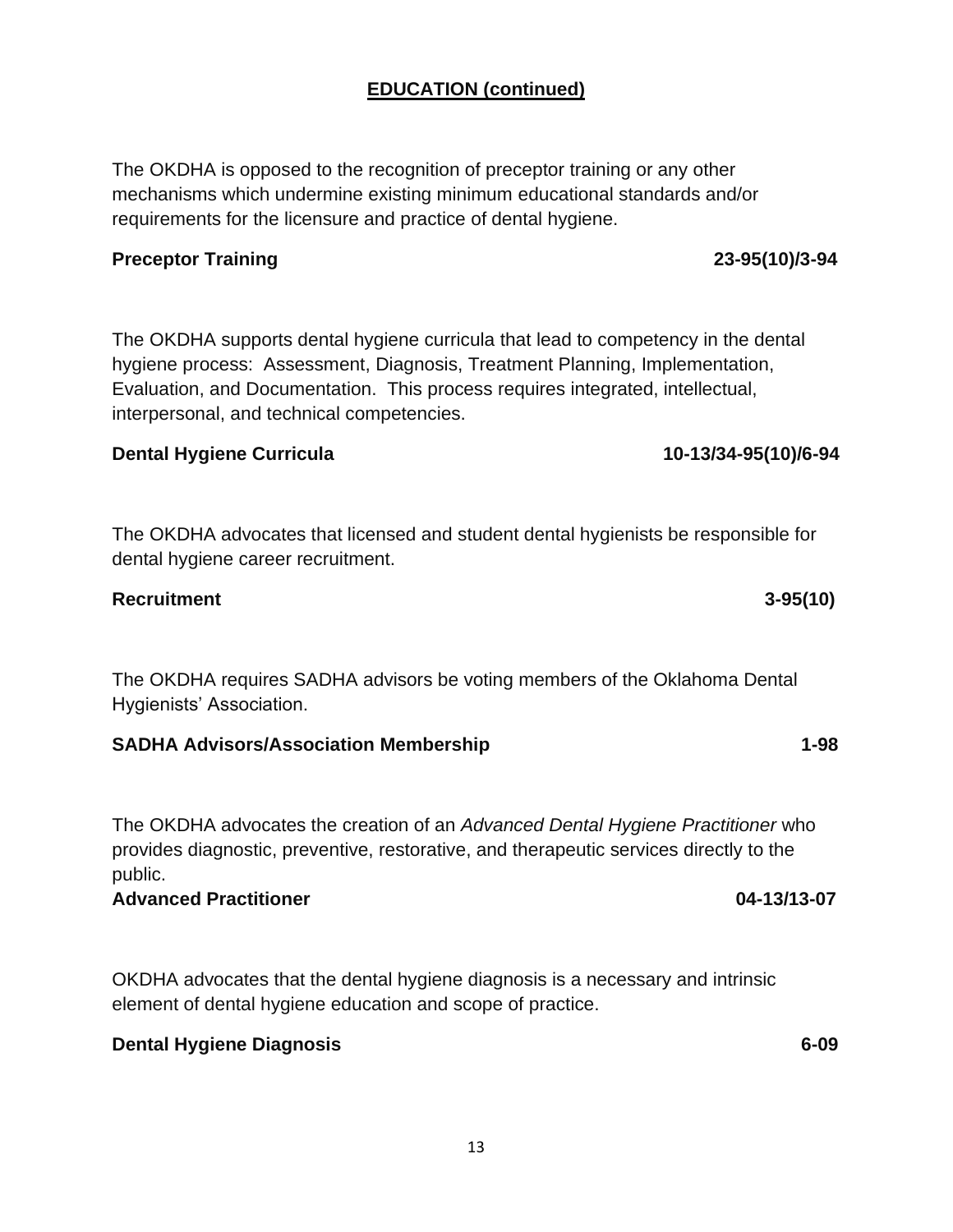## EDUCATION (continued)

The OKDHA is opposed to the recognition of preceptor training or any other mechanisms which undermine existing minimum educational standards and/or requirements for the licensure and practice of dental hygiene.

**Preceptor Training** **23-95(10)/3-94**

The OKDHA supports dental hygiene curricula that lead to competency in the dental hygiene process: Assessment, Diagnosis, Treatment Planning, Implementation, Evaluation, and Documentation. This process requires integrated, intellectual, interpersonal, and technical competencies.

**Dental Hygiene Curricula** **10-13/34-95(10)/6-94**

The OKDHA advocates that licensed and student dental hygienists be responsible for dental hygiene career recruitment.

**Recruitment** **3-95(10)**

The OKDHA requires SADHA advisors be voting members of the Oklahoma Dental Hygienists' Association.

**SADHA Advisors/Association Membership** **1-98**

The OKDHA advocates the creation of an *Advanced Dental Hygiene Practitioner* who provides diagnostic, preventive, restorative, and therapeutic services directly to the public.

**Advanced Practitioner** **04-13/13-07**

OKDHA advocates that the dental hygiene diagnosis is a necessary and intrinsic element of dental hygiene education and scope of practice.

**Dental Hygiene Diagnosis** **6-09**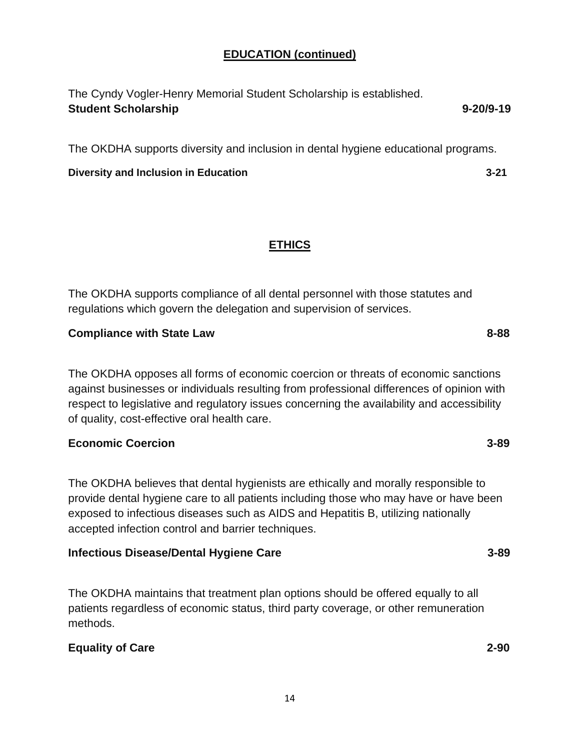## EDUCATION (continued)

The Cyndy Vogler-Henry Memorial Student Scholarship is established.

**Student Scholarship** **9-20/9-19**

The OKDHA supports diversity and inclusion in dental hygiene educational programs.

**Diversity and Inclusion in Education** **3-21**

## ETHICS

The OKDHA supports compliance of all dental personnel with those statutes and regulations which govern the delegation and supervision of services.

**Compliance with State Law** **8-88**

The OKDHA opposes all forms of economic coercion or threats of economic sanctions against businesses or individuals resulting from professional differences of opinion with respect to legislative and regulatory issues concerning the availability and accessibility of quality, cost-effective oral health care.

**Economic Coercion** **3-89**

The OKDHA believes that dental hygienists are ethically and morally responsible to provide dental hygiene care to all patients including those who may have or have been exposed to infectious diseases such as AIDS and Hepatitis B, utilizing nationally accepted infection control and barrier techniques.

**Infectious Disease/Dental Hygiene Care** **3-89**

The OKDHA maintains that treatment plan options should be offered equally to all patients regardless of economic status, third party coverage, or other remuneration methods.

**Equality of Care** **2-90**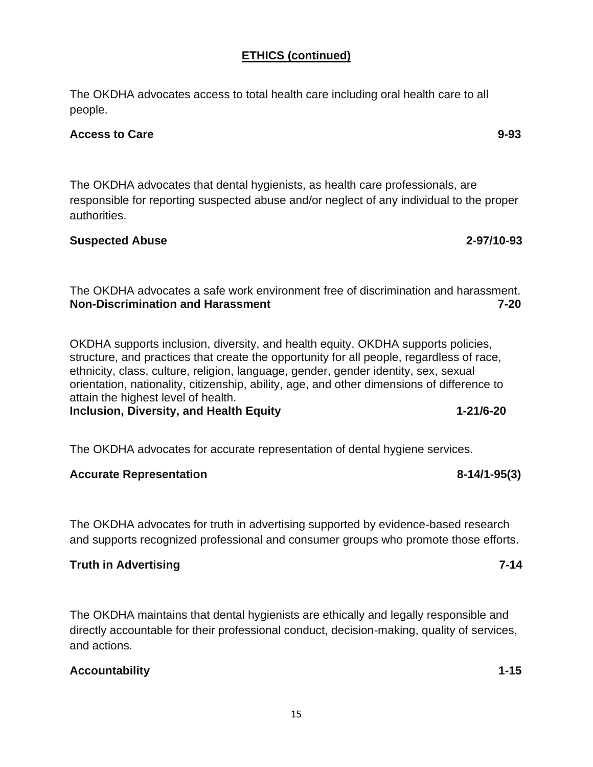## ETHICS (continued)

The OKDHA advocates access to total health care including oral health care to all people.

**Access to Care** **9-93**

The OKDHA advocates that dental hygienists, as health care professionals, are responsible for reporting suspected abuse and/or neglect of any individual to the proper authorities.

**Suspected Abuse** **2-97/10-93**

The OKDHA advocates a safe work environment free of discrimination and harassment.
**Non-Discrimination and Harassment** **7-20**

OKDHA supports inclusion, diversity, and health equity. OKDHA supports policies, structure, and practices that create the opportunity for all people, regardless of race, ethnicity, class, culture, religion, language, gender, gender identity, sex, sexual orientation, nationality, citizenship, ability, age, and other dimensions of difference to attain the highest level of health.
**Inclusion, Diversity, and Health Equity** **1-21/6-20**

The OKDHA advocates for accurate representation of dental hygiene services.

**Accurate Representation** **8-14/1-95(3)**

The OKDHA advocates for truth in advertising supported by evidence-based research and supports recognized professional and consumer groups who promote those efforts.

**Truth in Advertising** **7-14**

The OKDHA maintains that dental hygienists are ethically and legally responsible and directly accountable for their professional conduct, decision-making, quality of services, and actions.

**Accountability** **1-15**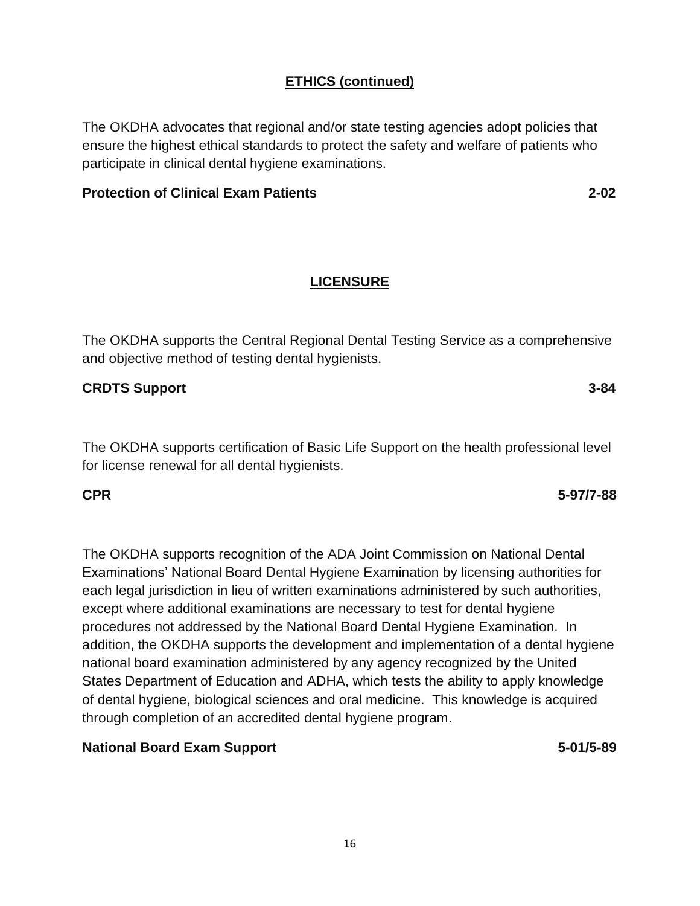## ETHICS (continued)

The OKDHA advocates that regional and/or state testing agencies adopt policies that ensure the highest ethical standards to protect the safety and welfare of patients who participate in clinical dental hygiene examinations.

**Protection of Clinical Exam Patients 2-02**

## LICENSURE

The OKDHA supports the Central Regional Dental Testing Service as a comprehensive and objective method of testing dental hygienists.

**CRDTS Support 3-84**

The OKDHA supports certification of Basic Life Support on the health professional level for license renewal for all dental hygienists.

**CPR 5-97/7-88**

The OKDHA supports recognition of the ADA Joint Commission on National Dental Examinations' National Board Dental Hygiene Examination by licensing authorities for each legal jurisdiction in lieu of written examinations administered by such authorities, except where additional examinations are necessary to test for dental hygiene procedures not addressed by the National Board Dental Hygiene Examination. In addition, the OKDHA supports the development and implementation of a dental hygiene national board examination administered by any agency recognized by the United States Department of Education and ADHA, which tests the ability to apply knowledge of dental hygiene, biological sciences and oral medicine. This knowledge is acquired through completion of an accredited dental hygiene program.

**National Board Exam Support 5-01/5-89**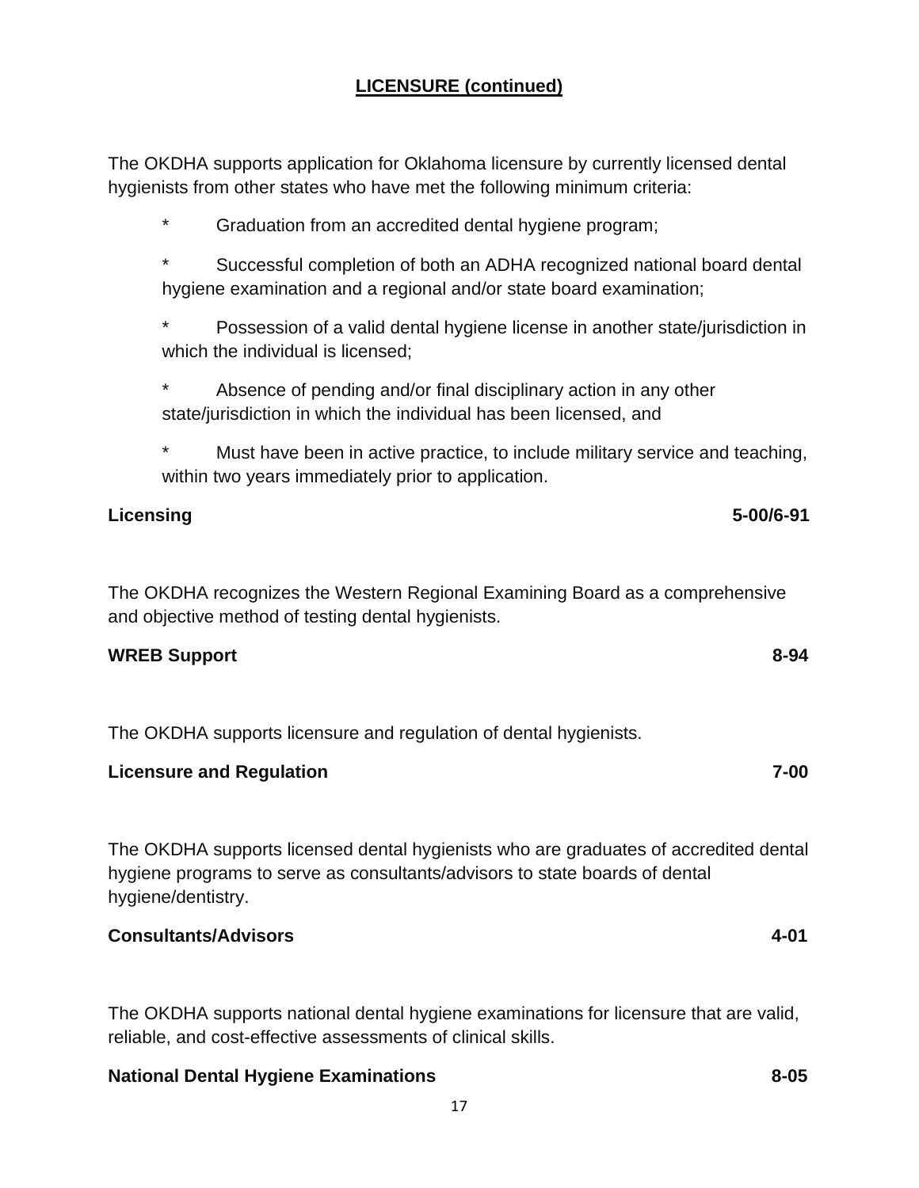## LICENSURE (continued)

The OKDHA supports application for Oklahoma licensure by currently licensed dental hygienists from other states who have met the following minimum criteria:

- Graduation from an accredited dental hygiene program;
- Successful completion of both an ADHA recognized national board dental hygiene examination and a regional and/or state board examination;
- Possession of a valid dental hygiene license in another state/jurisdiction in which the individual is licensed;
- Absence of pending and/or final disciplinary action in any other state/jurisdiction in which the individual has been licensed, and
- Must have been in active practice, to include military service and teaching, within two years immediately prior to application.

**Licensing** **5-00/6-91**

The OKDHA recognizes the Western Regional Examining Board as a comprehensive and objective method of testing dental hygienists.

**WREB Support** **8-94**

The OKDHA supports licensure and regulation of dental hygienists.

**Licensure and Regulation** **7-00**

The OKDHA supports licensed dental hygienists who are graduates of accredited dental hygiene programs to serve as consultants/advisors to state boards of dental hygiene/dentistry.

**Consultants/Advisors** **4-01**

The OKDHA supports national dental hygiene examinations for licensure that are valid, reliable, and cost-effective assessments of clinical skills.

**National Dental Hygiene Examinations** **8-05**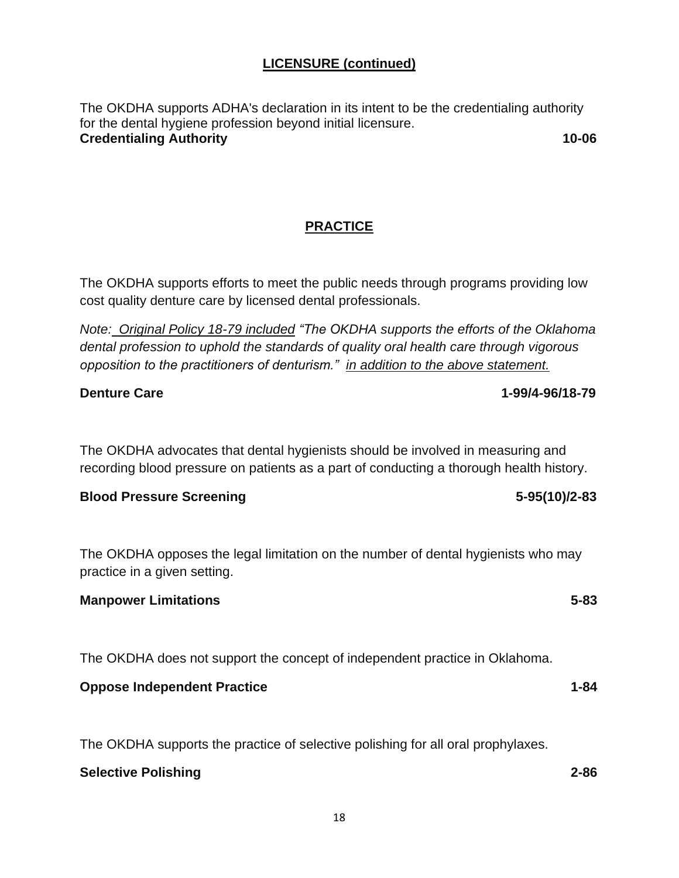## LICENSURE (continued)

The OKDHA supports ADHA's declaration in its intent to be the credentialing authority for the dental hygiene profession beyond initial licensure.
**Credentialing Authority** **10-06**

## PRACTICE

The OKDHA supports efforts to meet the public needs through programs providing low cost quality denture care by licensed dental professionals.

*Note: Original Policy 18-79 included "The OKDHA supports the efforts of the Oklahoma dental profession to uphold the standards of quality oral health care through vigorous opposition to the practitioners of denturism." in addition to the above statement.*

**Denture Care** **1-99/4-96/18-79**

The OKDHA advocates that dental hygienists should be involved in measuring and recording blood pressure on patients as a part of conducting a thorough health history.

**Blood Pressure Screening** **5-95(10)/2-83**

The OKDHA opposes the legal limitation on the number of dental hygienists who may practice in a given setting.

**Manpower Limitations** **5-83**

The OKDHA does not support the concept of independent practice in Oklahoma.

**Oppose Independent Practice** **1-84**

The OKDHA supports the practice of selective polishing for all oral prophylaxes.

**Selective Polishing** **2-86**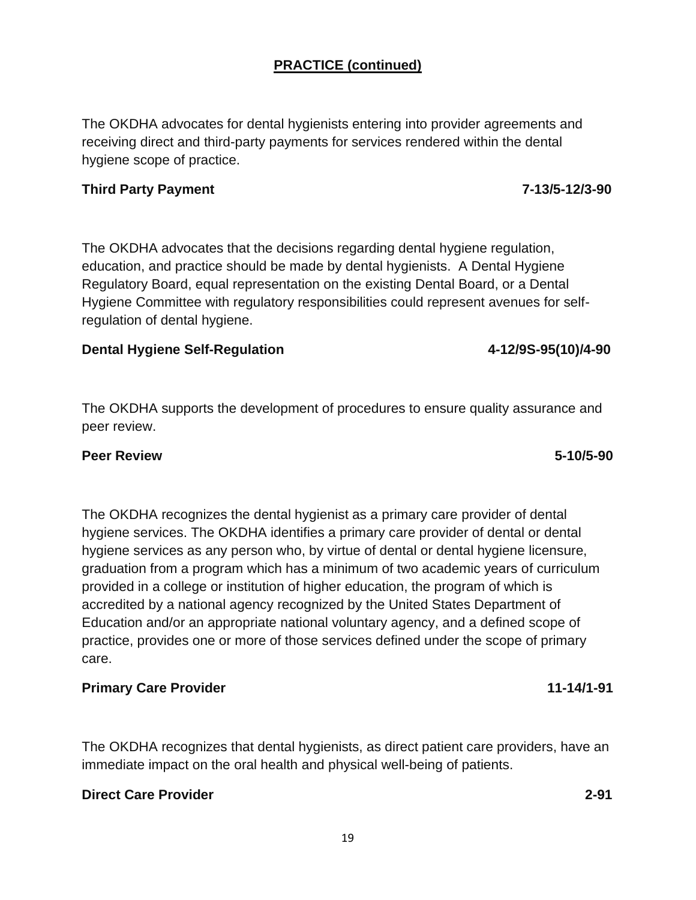## PRACTICE (continued)

The OKDHA advocates for dental hygienists entering into provider agreements and receiving direct and third-party payments for services rendered within the dental hygiene scope of practice.

**Third Party Payment** **7-13/5-12/3-90**

The OKDHA advocates that the decisions regarding dental hygiene regulation, education, and practice should be made by dental hygienists. A Dental Hygiene Regulatory Board, equal representation on the existing Dental Board, or a Dental Hygiene Committee with regulatory responsibilities could represent avenues for self-regulation of dental hygiene.

**Dental Hygiene Self-Regulation** **4-12/9S-95(10)/4-90**

The OKDHA supports the development of procedures to ensure quality assurance and peer review.

**Peer Review** **5-10/5-90**

The OKDHA recognizes the dental hygienist as a primary care provider of dental hygiene services. The OKDHA identifies a primary care provider of dental or dental hygiene services as any person who, by virtue of dental or dental hygiene licensure, graduation from a program which has a minimum of two academic years of curriculum provided in a college or institution of higher education, the program of which is accredited by a national agency recognized by the United States Department of Education and/or an appropriate national voluntary agency, and a defined scope of practice, provides one or more of those services defined under the scope of primary care.

**Primary Care Provider** **11-14/1-91**

The OKDHA recognizes that dental hygienists, as direct patient care providers, have an immediate impact on the oral health and physical well-being of patients.

**Direct Care Provider** **2-91**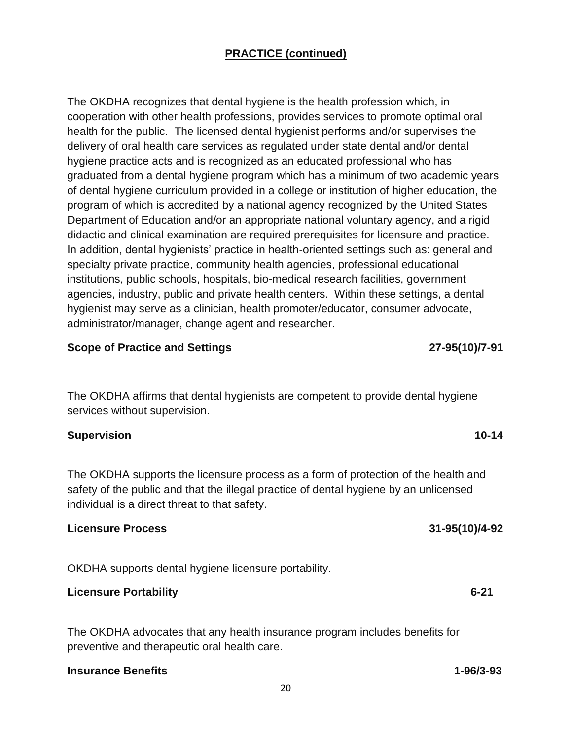## PRACTICE (continued)

The OKDHA recognizes that dental hygiene is the health profession which, in cooperation with other health professions, provides services to promote optimal oral health for the public. The licensed dental hygienist performs and/or supervises the delivery of oral health care services as regulated under state dental and/or dental hygiene practice acts and is recognized as an educated professional who has graduated from a dental hygiene program which has a minimum of two academic years of dental hygiene curriculum provided in a college or institution of higher education, the program of which is accredited by a national agency recognized by the United States Department of Education and/or an appropriate national voluntary agency, and a rigid didactic and clinical examination are required prerequisites for licensure and practice. In addition, dental hygienists' practice in health-oriented settings such as: general and specialty private practice, community health agencies, professional educational institutions, public schools, hospitals, bio-medical research facilities, government agencies, industry, public and private health centers. Within these settings, a dental hygienist may serve as a clinician, health promoter/educator, consumer advocate, administrator/manager, change agent and researcher.

**Scope of Practice and Settings** **27-95(10)/7-91**

The OKDHA affirms that dental hygienists are competent to provide dental hygiene services without supervision.

**Supervision** **10-14**

The OKDHA supports the licensure process as a form of protection of the health and safety of the public and that the illegal practice of dental hygiene by an unlicensed individual is a direct threat to that safety.

**Licensure Process** **31-95(10)/4-92**

OKDHA supports dental hygiene licensure portability.

**Licensure Portability** **6-21**

The OKDHA advocates that any health insurance program includes benefits for preventive and therapeutic oral health care.

**Insurance Benefits** **1-96/3-93**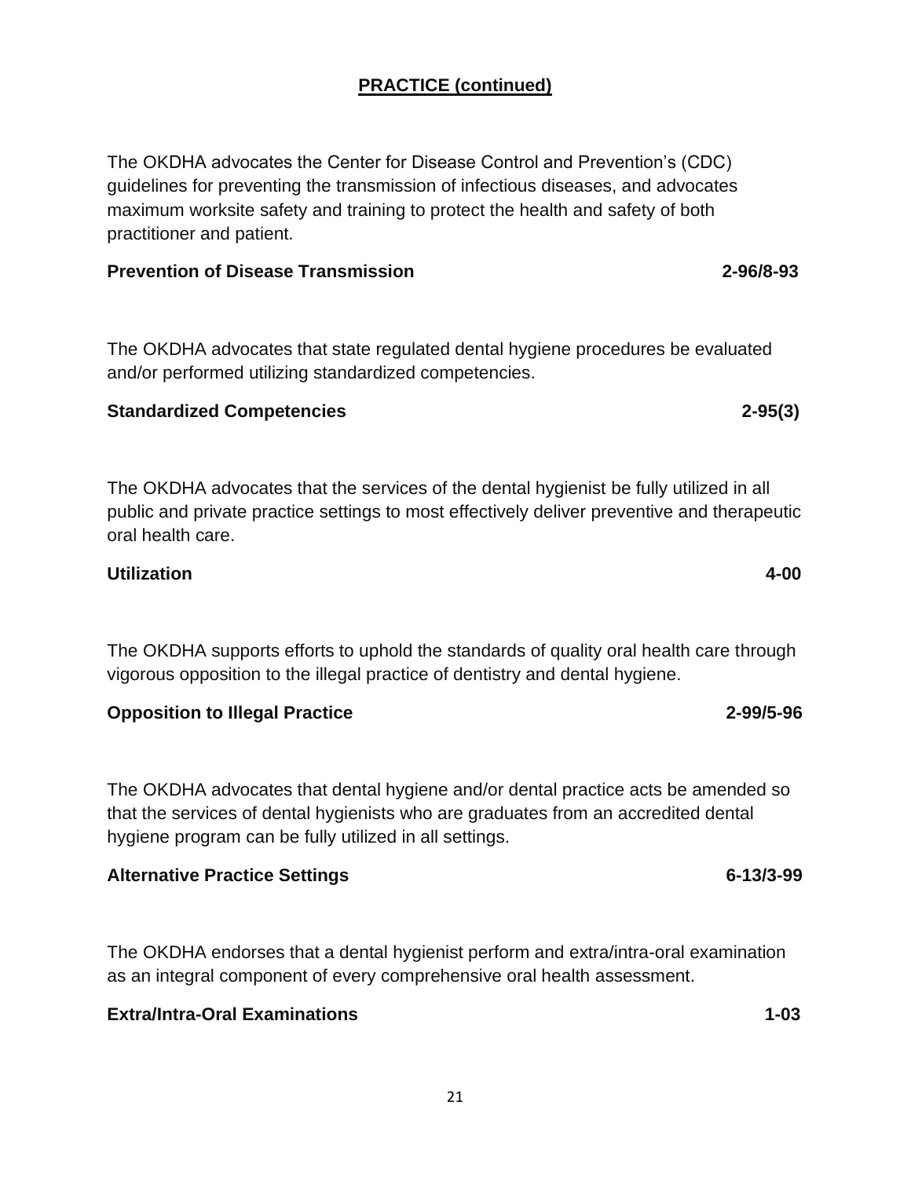## PRACTICE (continued)

The OKDHA advocates the Center for Disease Control and Prevention's (CDC) guidelines for preventing the transmission of infectious diseases, and advocates maximum worksite safety and training to protect the health and safety of both practitioner and patient.

**Prevention of Disease Transmission** **2-96/8-93**

The OKDHA advocates that state regulated dental hygiene procedures be evaluated and/or performed utilizing standardized competencies.

**Standardized Competencies** **2-95(3)**

The OKDHA advocates that the services of the dental hygienist be fully utilized in all public and private practice settings to most effectively deliver preventive and therapeutic oral health care.

**Utilization** **4-00**

The OKDHA supports efforts to uphold the standards of quality oral health care through vigorous opposition to the illegal practice of dentistry and dental hygiene.

**Opposition to Illegal Practice** **2-99/5-96**

The OKDHA advocates that dental hygiene and/or dental practice acts be amended so that the services of dental hygienists who are graduates from an accredited dental hygiene program can be fully utilized in all settings.

**Alternative Practice Settings** **6-13/3-99**

The OKDHA endorses that a dental hygienist perform and extra/intra-oral examination as an integral component of every comprehensive oral health assessment.

**Extra/Intra-Oral Examinations** **1-03**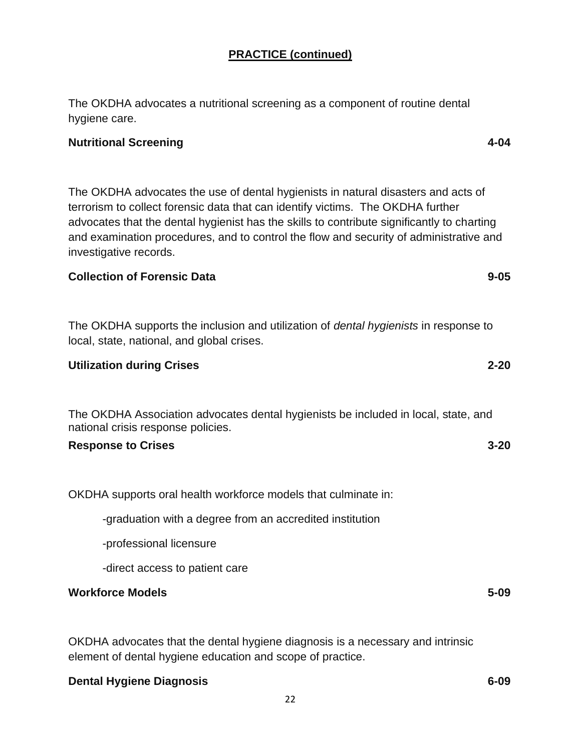## PRACTICE (continued)

The OKDHA advocates a nutritional screening as a component of routine dental hygiene care.

**Nutritional Screening 4-04**

The OKDHA advocates the use of dental hygienists in natural disasters and acts of terrorism to collect forensic data that can identify victims. The OKDHA further advocates that the dental hygienist has the skills to contribute significantly to charting and examination procedures, and to control the flow and security of administrative and investigative records.

**Collection of Forensic Data 9-05**

The OKDHA supports the inclusion and utilization of *dental hygienists* in response to local, state, national, and global crises.

**Utilization during Crises 2-20**

The OKDHA Association advocates dental hygienists be included in local, state, and national crisis response policies.

**Response to Crises 3-20**

OKDHA supports oral health workforce models that culminate in:

-graduation with a degree from an accredited institution

-professional licensure

-direct access to patient care

**Workforce Models 5-09**

OKDHA advocates that the dental hygiene diagnosis is a necessary and intrinsic element of dental hygiene education and scope of practice.

**Dental Hygiene Diagnosis 6-09**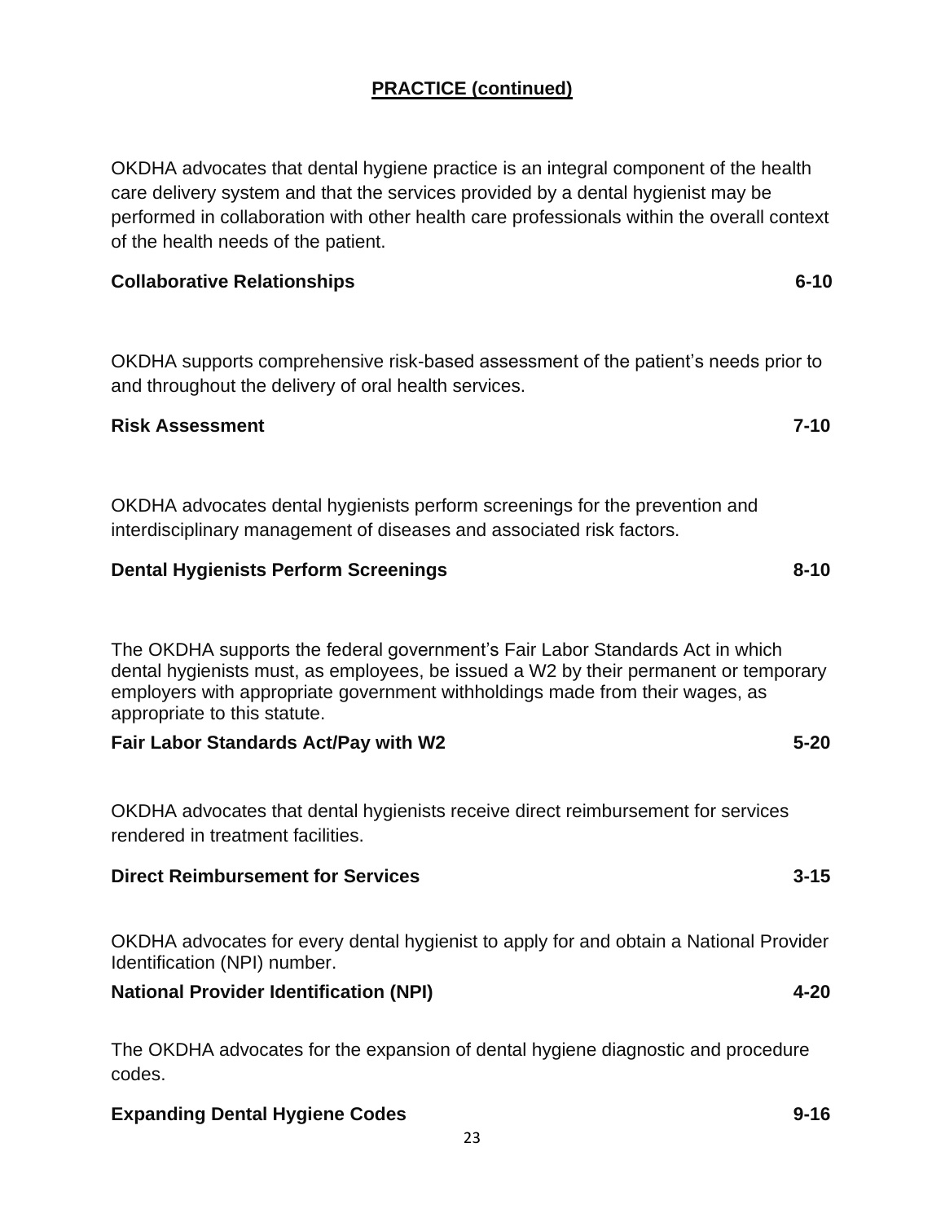## PRACTICE (continued)

OKDHA advocates that dental hygiene practice is an integral component of the health care delivery system and that the services provided by a dental hygienist may be performed in collaboration with other health care professionals within the overall context of the health needs of the patient.

**Collaborative Relationships** **6-10**

OKDHA supports comprehensive risk-based assessment of the patient's needs prior to and throughout the delivery of oral health services.

**Risk Assessment** **7-10**

OKDHA advocates dental hygienists perform screenings for the prevention and interdisciplinary management of diseases and associated risk factors.

**Dental Hygienists Perform Screenings** **8-10**

The OKDHA supports the federal government's Fair Labor Standards Act in which dental hygienists must, as employees, be issued a W2 by their permanent or temporary employers with appropriate government withholdings made from their wages, as appropriate to this statute.

**Fair Labor Standards Act/Pay with W2** **5-20**

OKDHA advocates that dental hygienists receive direct reimbursement for services rendered in treatment facilities.

**Direct Reimbursement for Services** **3-15**

OKDHA advocates for every dental hygienist to apply for and obtain a National Provider Identification (NPI) number.

**National Provider Identification (NPI)** **4-20**

The OKDHA advocates for the expansion of dental hygiene diagnostic and procedure codes.

**Expanding Dental Hygiene Codes** **9-16**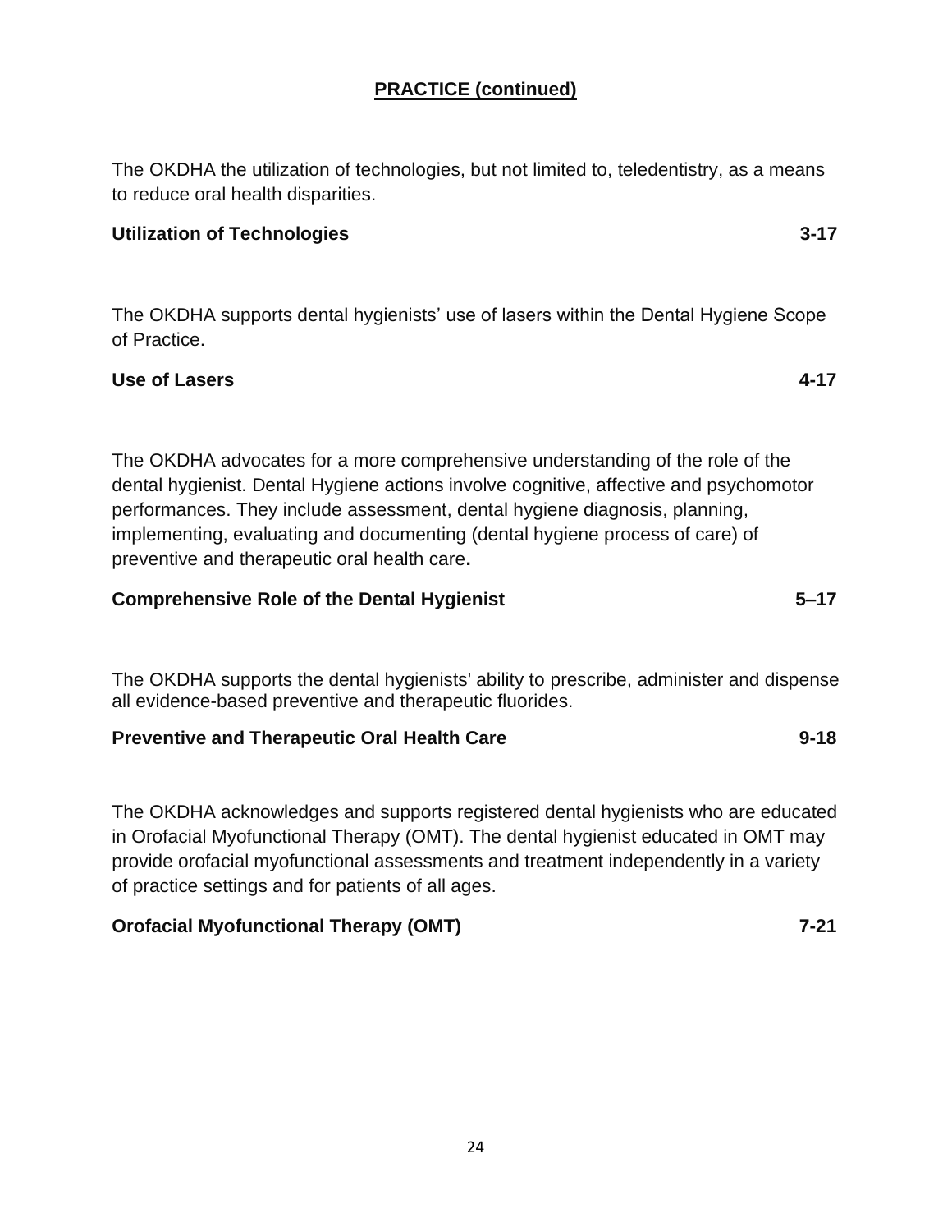## PRACTICE (continued)

The OKDHA the utilization of technologies, but not limited to, teledentistry, as a means to reduce oral health disparities.

**Utilization of Technologies 3-17**

The OKDHA supports dental hygienists' use of lasers within the Dental Hygiene Scope of Practice.

**Use of Lasers 4-17**

The OKDHA advocates for a more comprehensive understanding of the role of the dental hygienist. Dental Hygiene actions involve cognitive, affective and psychomotor performances. They include assessment, dental hygiene diagnosis, planning, implementing, evaluating and documenting (dental hygiene process of care) of preventive and therapeutic oral health care**.**

**Comprehensive Role of the Dental Hygienist 5–17**

The OKDHA supports the dental hygienists' ability to prescribe, administer and dispense all evidence-based preventive and therapeutic fluorides.

**Preventive and Therapeutic Oral Health Care 9-18**

The OKDHA acknowledges and supports registered dental hygienists who are educated in Orofacial Myofunctional Therapy (OMT). The dental hygienist educated in OMT may provide orofacial myofunctional assessments and treatment independently in a variety of practice settings and for patients of all ages.

**Orofacial Myofunctional Therapy (OMT) 7-21**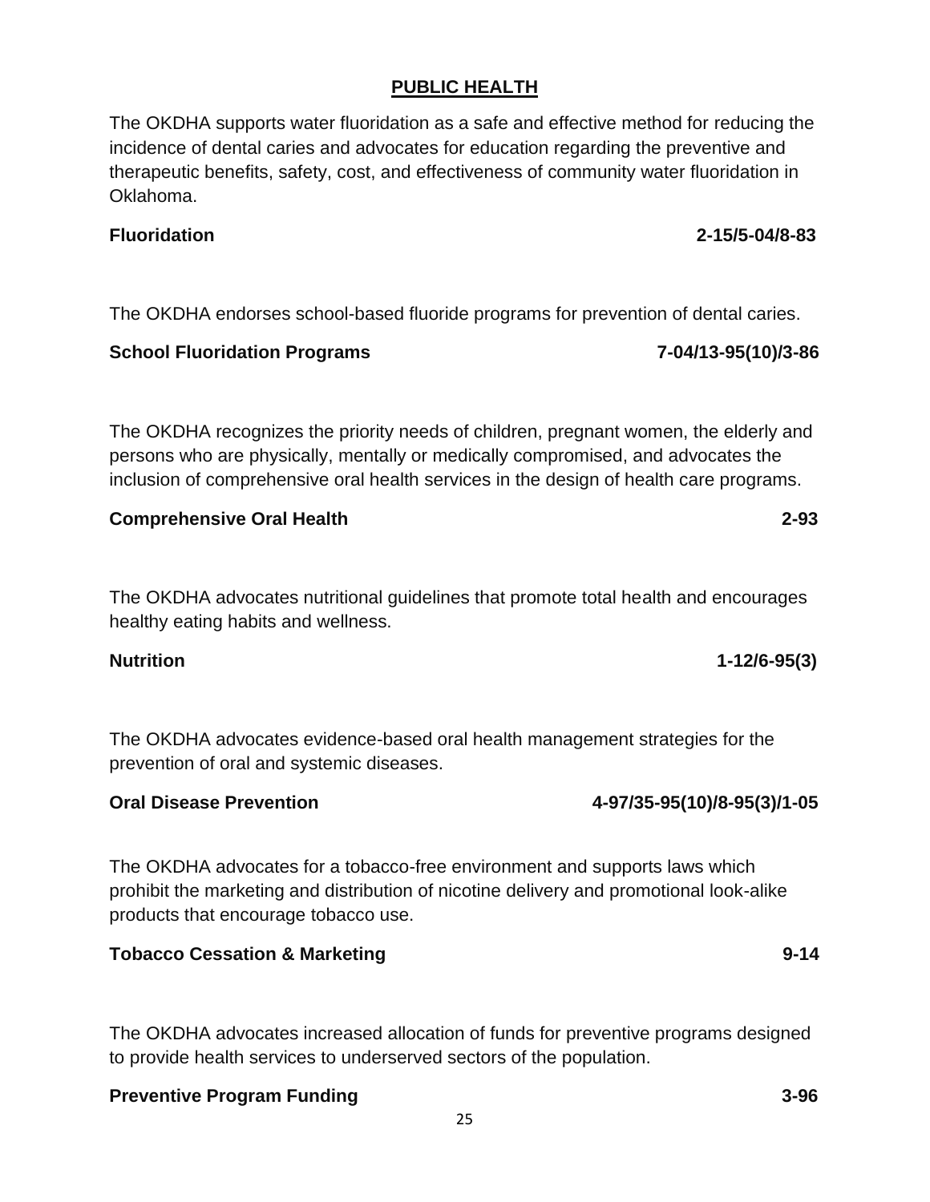## PUBLIC HEALTH

The OKDHA supports water fluoridation as a safe and effective method for reducing the incidence of dental caries and advocates for education regarding the preventive and therapeutic benefits, safety, cost, and effectiveness of community water fluoridation in Oklahoma.

**Fluoridation** **2-15/5-04/8-83**

The OKDHA endorses school-based fluoride programs for prevention of dental caries.

**School Fluoridation Programs** **7-04/13-95(10)/3-86**

The OKDHA recognizes the priority needs of children, pregnant women, the elderly and persons who are physically, mentally or medically compromised, and advocates the inclusion of comprehensive oral health services in the design of health care programs.

**Comprehensive Oral Health** **2-93**

The OKDHA advocates nutritional guidelines that promote total health and encourages healthy eating habits and wellness.

**Nutrition** **1-12/6-95(3)**

The OKDHA advocates evidence-based oral health management strategies for the prevention of oral and systemic diseases.

**Oral Disease Prevention** **4-97/35-95(10)/8-95(3)/1-05**

The OKDHA advocates for a tobacco-free environment and supports laws which prohibit the marketing and distribution of nicotine delivery and promotional look-alike products that encourage tobacco use.

**Tobacco Cessation & Marketing** **9-14**

The OKDHA advocates increased allocation of funds for preventive programs designed to provide health services to underserved sectors of the population.

**Preventive Program Funding** **3-96**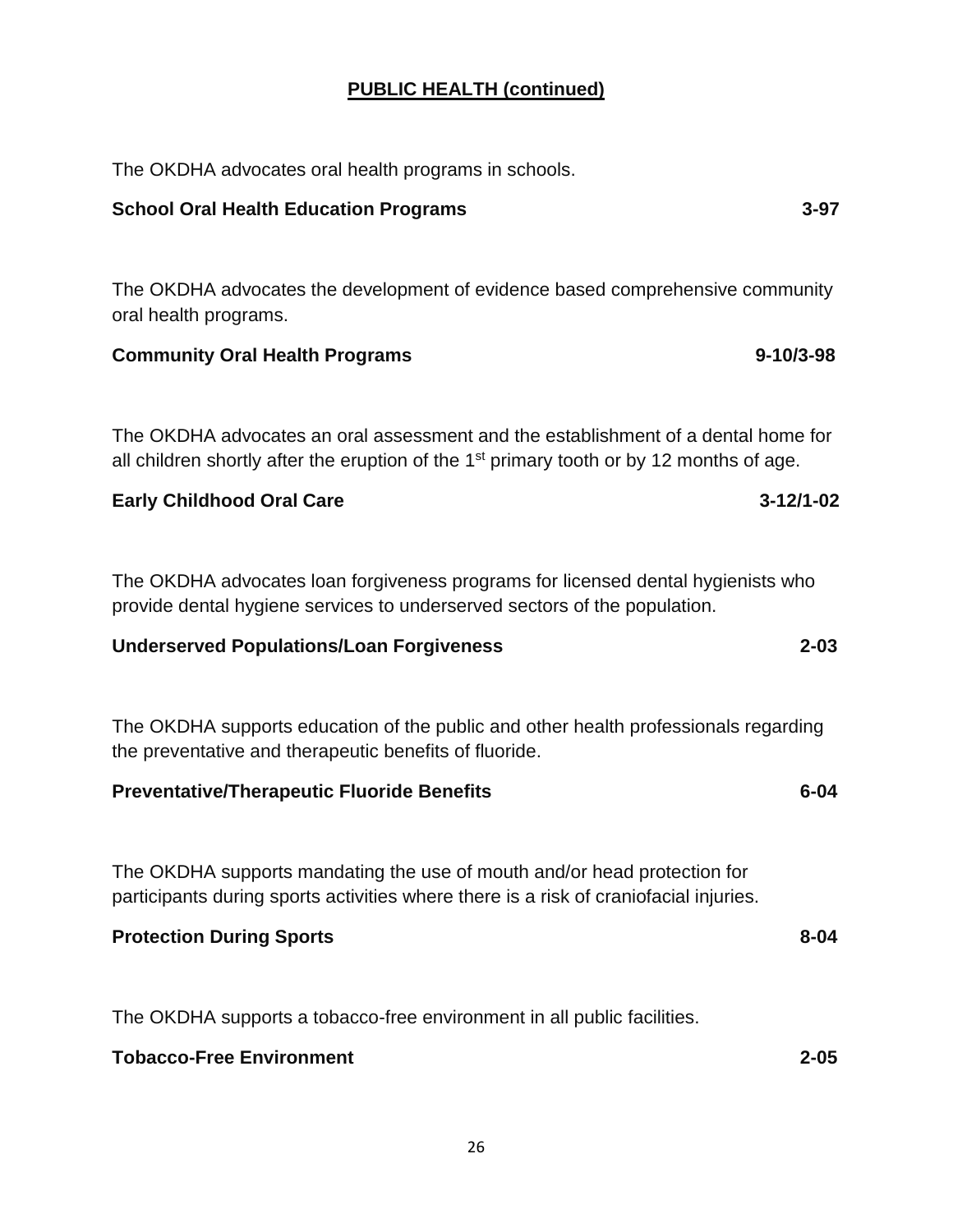## PUBLIC HEALTH (continued)

The OKDHA advocates oral health programs in schools.

**School Oral Health Education Programs 3-97**

The OKDHA advocates the development of evidence based comprehensive community oral health programs.

**Community Oral Health Programs 9-10/3-98**

The OKDHA advocates an oral assessment and the establishment of a dental home for all children shortly after the eruption of the 1st primary tooth or by 12 months of age.

**Early Childhood Oral Care 3-12/1-02**

The OKDHA advocates loan forgiveness programs for licensed dental hygienists who provide dental hygiene services to underserved sectors of the population.

**Underserved Populations/Loan Forgiveness 2-03**

The OKDHA supports education of the public and other health professionals regarding the preventative and therapeutic benefits of fluoride.

**Preventative/Therapeutic Fluoride Benefits 6-04**

The OKDHA supports mandating the use of mouth and/or head protection for participants during sports activities where there is a risk of craniofacial injuries.

**Protection During Sports 8-04**

The OKDHA supports a tobacco-free environment in all public facilities.

**Tobacco-Free Environment 2-05**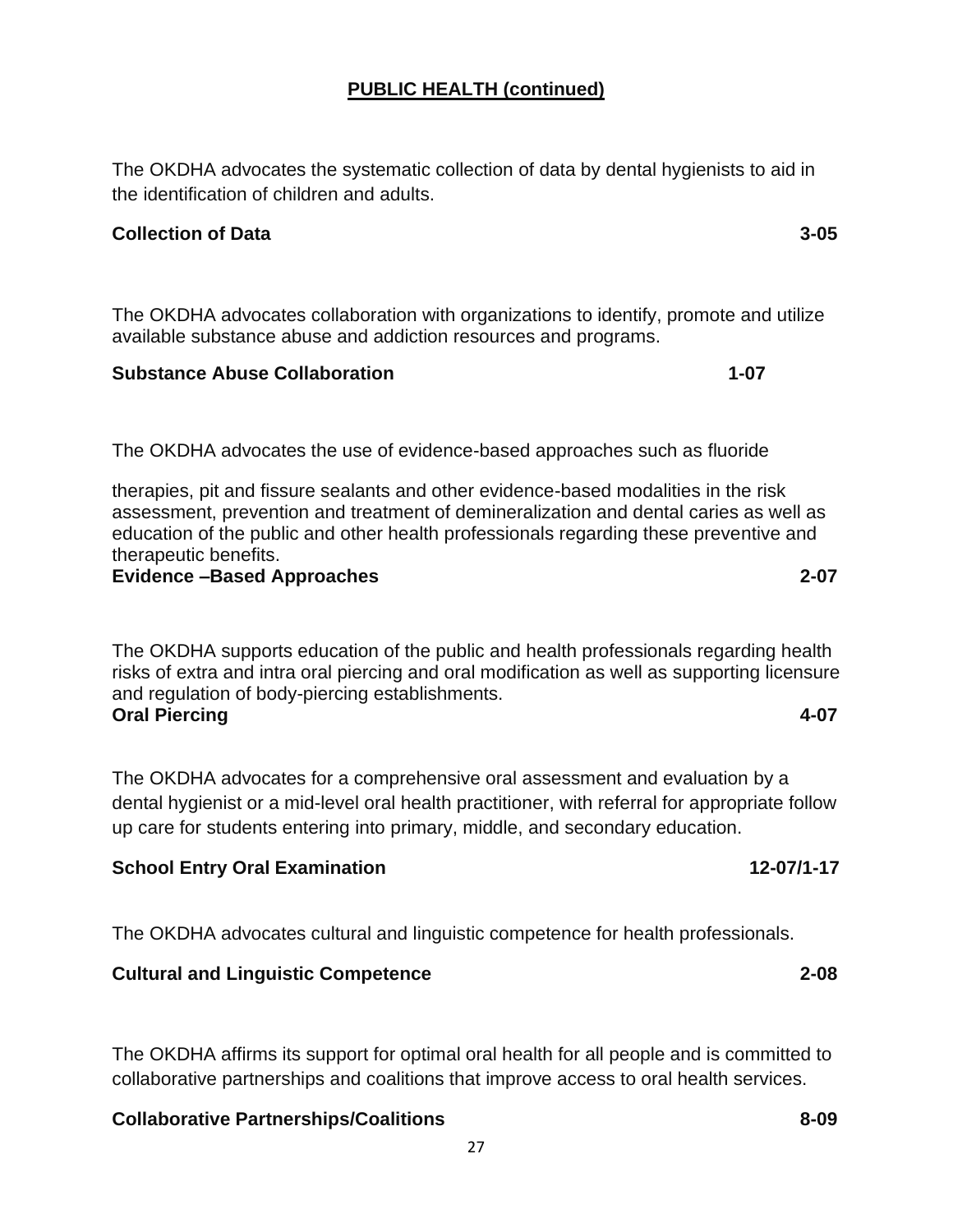## PUBLIC HEALTH (continued)

The OKDHA advocates the systematic collection of data by dental hygienists to aid in the identification of children and adults.

**Collection of Data** **3-05**

The OKDHA advocates collaboration with organizations to identify, promote and utilize available substance abuse and addiction resources and programs.

**Substance Abuse Collaboration** **1-07**

The OKDHA advocates the use of evidence-based approaches such as fluoride therapies, pit and fissure sealants and other evidence-based modalities in the risk assessment, prevention and treatment of demineralization and dental caries as well as education of the public and other health professionals regarding these preventive and therapeutic benefits.

**Evidence –Based Approaches** **2-07**

The OKDHA supports education of the public and health professionals regarding health risks of extra and intra oral piercing and oral modification as well as supporting licensure and regulation of body-piercing establishments.

**Oral Piercing** **4-07**

The OKDHA advocates for a comprehensive oral assessment and evaluation by a dental hygienist or a mid-level oral health practitioner, with referral for appropriate follow up care for students entering into primary, middle, and secondary education.

**School Entry Oral Examination** **12-07/1-17**

The OKDHA advocates cultural and linguistic competence for health professionals.

**Cultural and Linguistic Competence** **2-08**

The OKDHA affirms its support for optimal oral health for all people and is committed to collaborative partnerships and coalitions that improve access to oral health services.

**Collaborative Partnerships/Coalitions** **8-09**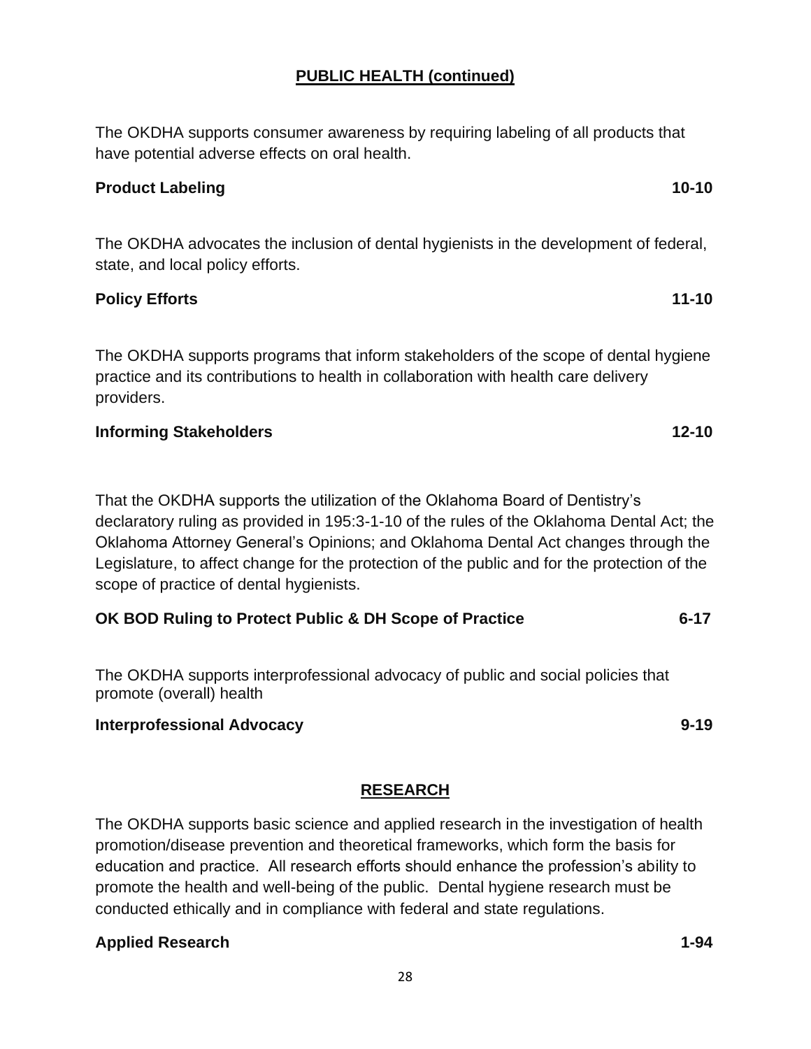## PUBLIC HEALTH (continued)

The OKDHA supports consumer awareness by requiring labeling of all products that have potential adverse effects on oral health.

**Product Labeling** **10-10**

The OKDHA advocates the inclusion of dental hygienists in the development of federal, state, and local policy efforts.

**Policy Efforts** **11-10**

The OKDHA supports programs that inform stakeholders of the scope of dental hygiene practice and its contributions to health in collaboration with health care delivery providers.

**Informing Stakeholders** **12-10**

That the OKDHA supports the utilization of the Oklahoma Board of Dentistry's declaratory ruling as provided in 195:3-1-10 of the rules of the Oklahoma Dental Act; the Oklahoma Attorney General's Opinions; and Oklahoma Dental Act changes through the Legislature, to affect change for the protection of the public and for the protection of the scope of practice of dental hygienists.

**OK BOD Ruling to Protect Public & DH Scope of Practice** **6-17**

The OKDHA supports interprofessional advocacy of public and social policies that promote (overall) health

**Interprofessional Advocacy** **9-19**

## RESEARCH

The OKDHA supports basic science and applied research in the investigation of health promotion/disease prevention and theoretical frameworks, which form the basis for education and practice. All research efforts should enhance the profession's ability to promote the health and well-being of the public. Dental hygiene research must be conducted ethically and in compliance with federal and state regulations.

**Applied Research** **1-94**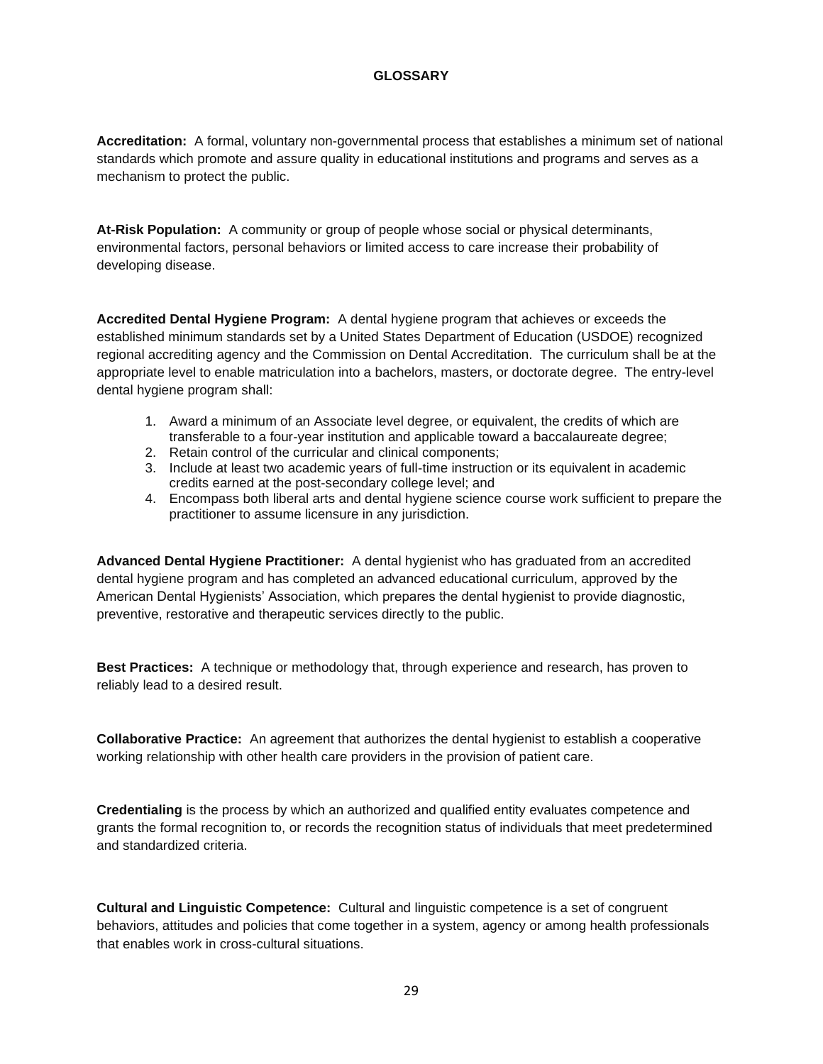## GLOSSARY

**Accreditation:** A formal, voluntary non-governmental process that establishes a minimum set of national standards which promote and assure quality in educational institutions and programs and serves as a mechanism to protect the public.

**At-Risk Population:** A community or group of people whose social or physical determinants, environmental factors, personal behaviors or limited access to care increase their probability of developing disease.

**Accredited Dental Hygiene Program:** A dental hygiene program that achieves or exceeds the established minimum standards set by a United States Department of Education (USDOE) recognized regional accrediting agency and the Commission on Dental Accreditation. The curriculum shall be at the appropriate level to enable matriculation into a bachelors, masters, or doctorate degree. The entry-level dental hygiene program shall:

1. Award a minimum of an Associate level degree, or equivalent, the credits of which are transferable to a four-year institution and applicable toward a baccalaureate degree;
2. Retain control of the curricular and clinical components;
3. Include at least two academic years of full-time instruction or its equivalent in academic credits earned at the post-secondary college level; and
4. Encompass both liberal arts and dental hygiene science course work sufficient to prepare the practitioner to assume licensure in any jurisdiction.

**Advanced Dental Hygiene Practitioner:** A dental hygienist who has graduated from an accredited dental hygiene program and has completed an advanced educational curriculum, approved by the American Dental Hygienists' Association, which prepares the dental hygienist to provide diagnostic, preventive, restorative and therapeutic services directly to the public.

**Best Practices:** A technique or methodology that, through experience and research, has proven to reliably lead to a desired result.

**Collaborative Practice:** An agreement that authorizes the dental hygienist to establish a cooperative working relationship with other health care providers in the provision of patient care.

**Credentialing** is the process by which an authorized and qualified entity evaluates competence and grants the formal recognition to, or records the recognition status of individuals that meet predetermined and standardized criteria.

**Cultural and Linguistic Competence:** Cultural and linguistic competence is a set of congruent behaviors, attitudes and policies that come together in a system, agency or among health professionals that enables work in cross-cultural situations.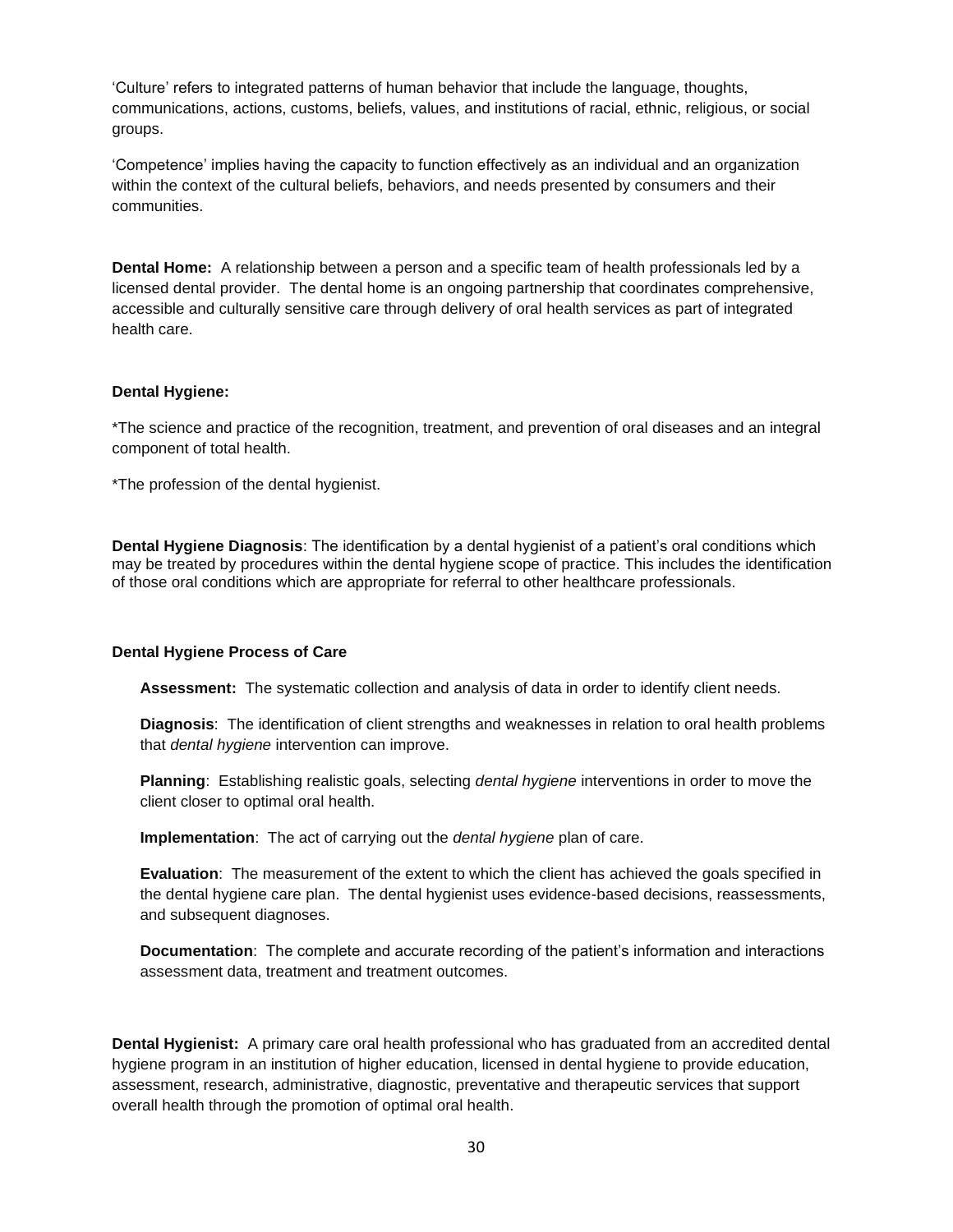'Culture' refers to integrated patterns of human behavior that include the language, thoughts, communications, actions, customs, beliefs, values, and institutions of racial, ethnic, religious, or social groups.

'Competence' implies having the capacity to function effectively as an individual and an organization within the context of the cultural beliefs, behaviors, and needs presented by consumers and their communities.

**Dental Home:** A relationship between a person and a specific team of health professionals led by a licensed dental provider. The dental home is an ongoing partnership that coordinates comprehensive, accessible and culturally sensitive care through delivery of oral health services as part of integrated health care.

**Dental Hygiene:**

*The science and practice of the recognition, treatment, and prevention of oral diseases and an integral component of total health.

*The profession of the dental hygienist.

**Dental Hygiene Diagnosis**: The identification by a dental hygienist of a patient's oral conditions which may be treated by procedures within the dental hygiene scope of practice. This includes the identification of those oral conditions which are appropriate for referral to other healthcare professionals.

**Dental Hygiene Process of Care**

**Assessment:** The systematic collection and analysis of data in order to identify client needs.

**Diagnosis**: The identification of client strengths and weaknesses in relation to oral health problems that *dental hygiene* intervention can improve.

**Planning**: Establishing realistic goals, selecting *dental hygiene* interventions in order to move the client closer to optimal oral health.

**Implementation**: The act of carrying out the *dental hygiene* plan of care.

**Evaluation**: The measurement of the extent to which the client has achieved the goals specified in the dental hygiene care plan. The dental hygienist uses evidence-based decisions, reassessments, and subsequent diagnoses.

**Documentation**: The complete and accurate recording of the patient's information and interactions assessment data, treatment and treatment outcomes.

**Dental Hygienist:** A primary care oral health professional who has graduated from an accredited dental hygiene program in an institution of higher education, licensed in dental hygiene to provide education, assessment, research, administrative, diagnostic, preventative and therapeutic services that support overall health through the promotion of optimal oral health.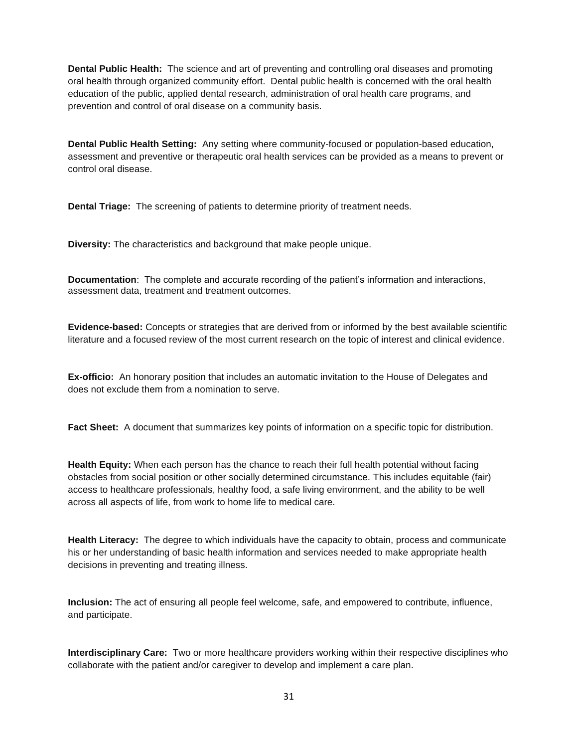**Dental Public Health:** The science and art of preventing and controlling oral diseases and promoting oral health through organized community effort. Dental public health is concerned with the oral health education of the public, applied dental research, administration of oral health care programs, and prevention and control of oral disease on a community basis.

**Dental Public Health Setting:** Any setting where community-focused or population-based education, assessment and preventive or therapeutic oral health services can be provided as a means to prevent or control oral disease.

**Dental Triage:** The screening of patients to determine priority of treatment needs.

**Diversity:** The characteristics and background that make people unique.

**Documentation**: The complete and accurate recording of the patient's information and interactions, assessment data, treatment and treatment outcomes.

**Evidence-based:** Concepts or strategies that are derived from or informed by the best available scientific literature and a focused review of the most current research on the topic of interest and clinical evidence.

**Ex-officio:** An honorary position that includes an automatic invitation to the House of Delegates and does not exclude them from a nomination to serve.

**Fact Sheet:** A document that summarizes key points of information on a specific topic for distribution.

**Health Equity:** When each person has the chance to reach their full health potential without facing obstacles from social position or other socially determined circumstance. This includes equitable (fair) access to healthcare professionals, healthy food, a safe living environment, and the ability to be well across all aspects of life, from work to home life to medical care.

**Health Literacy:** The degree to which individuals have the capacity to obtain, process and communicate his or her understanding of basic health information and services needed to make appropriate health decisions in preventing and treating illness.

**Inclusion:** The act of ensuring all people feel welcome, safe, and empowered to contribute, influence, and participate.

**Interdisciplinary Care:** Two or more healthcare providers working within their respective disciplines who collaborate with the patient and/or caregiver to develop and implement a care plan.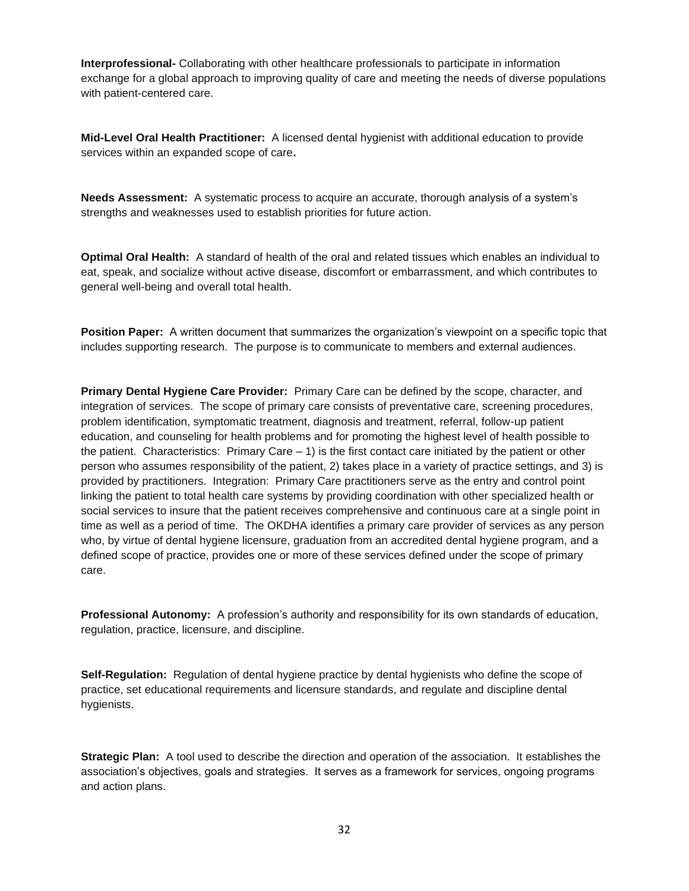**Interprofessional-** Collaborating with other healthcare professionals to participate in information exchange for a global approach to improving quality of care and meeting the needs of diverse populations with patient-centered care.

**Mid-Level Oral Health Practitioner:** A licensed dental hygienist with additional education to provide services within an expanded scope of care**.**

**Needs Assessment:** A systematic process to acquire an accurate, thorough analysis of a system's strengths and weaknesses used to establish priorities for future action.

**Optimal Oral Health:** A standard of health of the oral and related tissues which enables an individual to eat, speak, and socialize without active disease, discomfort or embarrassment, and which contributes to general well-being and overall total health.

**Position Paper:** A written document that summarizes the organization's viewpoint on a specific topic that includes supporting research. The purpose is to communicate to members and external audiences.

**Primary Dental Hygiene Care Provider:** Primary Care can be defined by the scope, character, and integration of services. The scope of primary care consists of preventative care, screening procedures, problem identification, symptomatic treatment, diagnosis and treatment, referral, follow-up patient education, and counseling for health problems and for promoting the highest level of health possible to the patient. Characteristics: Primary Care – 1) is the first contact care initiated by the patient or other person who assumes responsibility of the patient, 2) takes place in a variety of practice settings, and 3) is provided by practitioners. Integration: Primary Care practitioners serve as the entry and control point linking the patient to total health care systems by providing coordination with other specialized health or social services to insure that the patient receives comprehensive and continuous care at a single point in time as well as a period of time. The OKDHA identifies a primary care provider of services as any person who, by virtue of dental hygiene licensure, graduation from an accredited dental hygiene program, and a defined scope of practice, provides one or more of these services defined under the scope of primary care.

**Professional Autonomy:** A profession's authority and responsibility for its own standards of education, regulation, practice, licensure, and discipline.

**Self-Regulation:** Regulation of dental hygiene practice by dental hygienists who define the scope of practice, set educational requirements and licensure standards, and regulate and discipline dental hygienists.

**Strategic Plan:** A tool used to describe the direction and operation of the association. It establishes the association's objectives, goals and strategies. It serves as a framework for services, ongoing programs and action plans.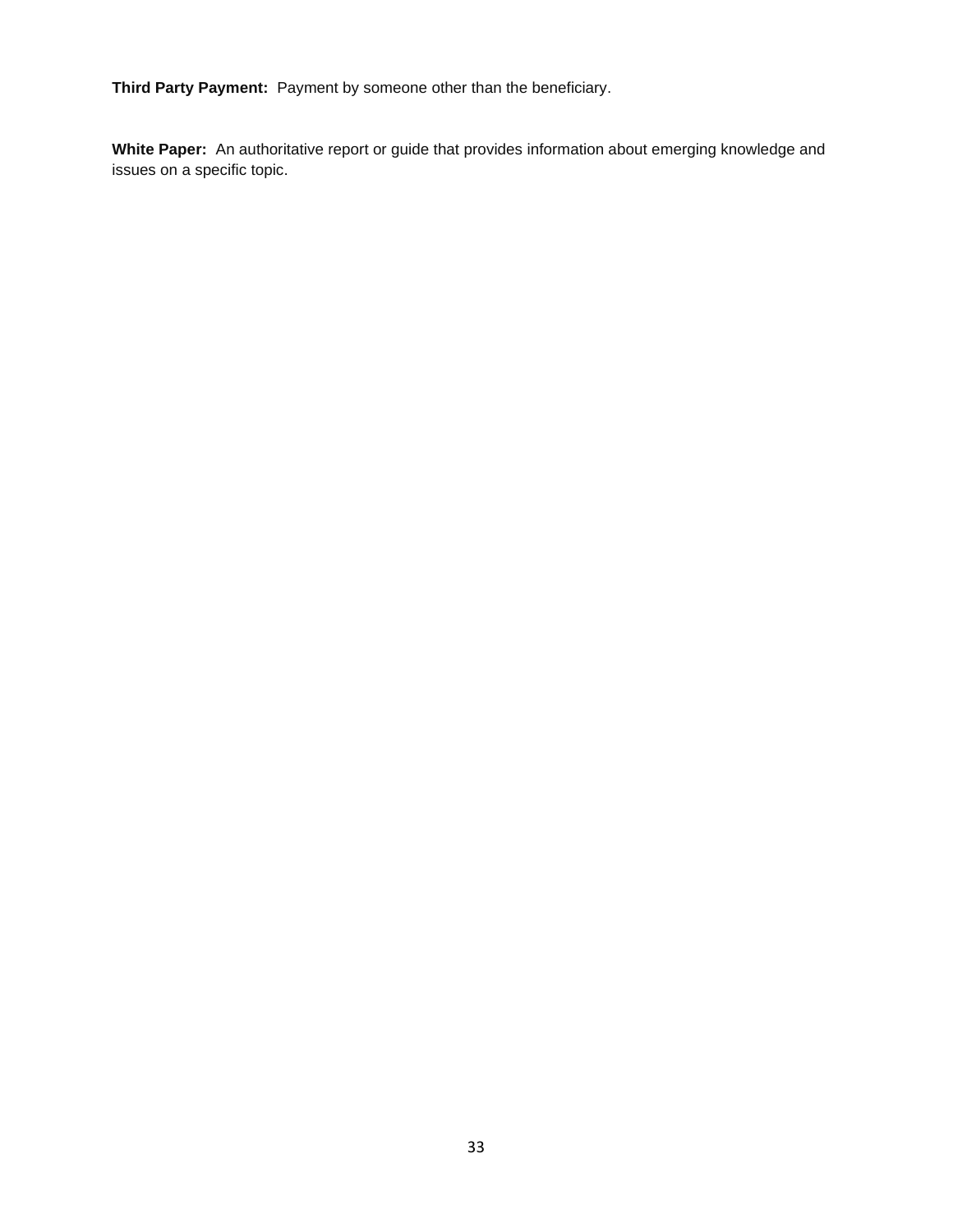**Third Party Payment:** Payment by someone other than the beneficiary.

**White Paper:** An authoritative report or guide that provides information about emerging knowledge and issues on a specific topic.